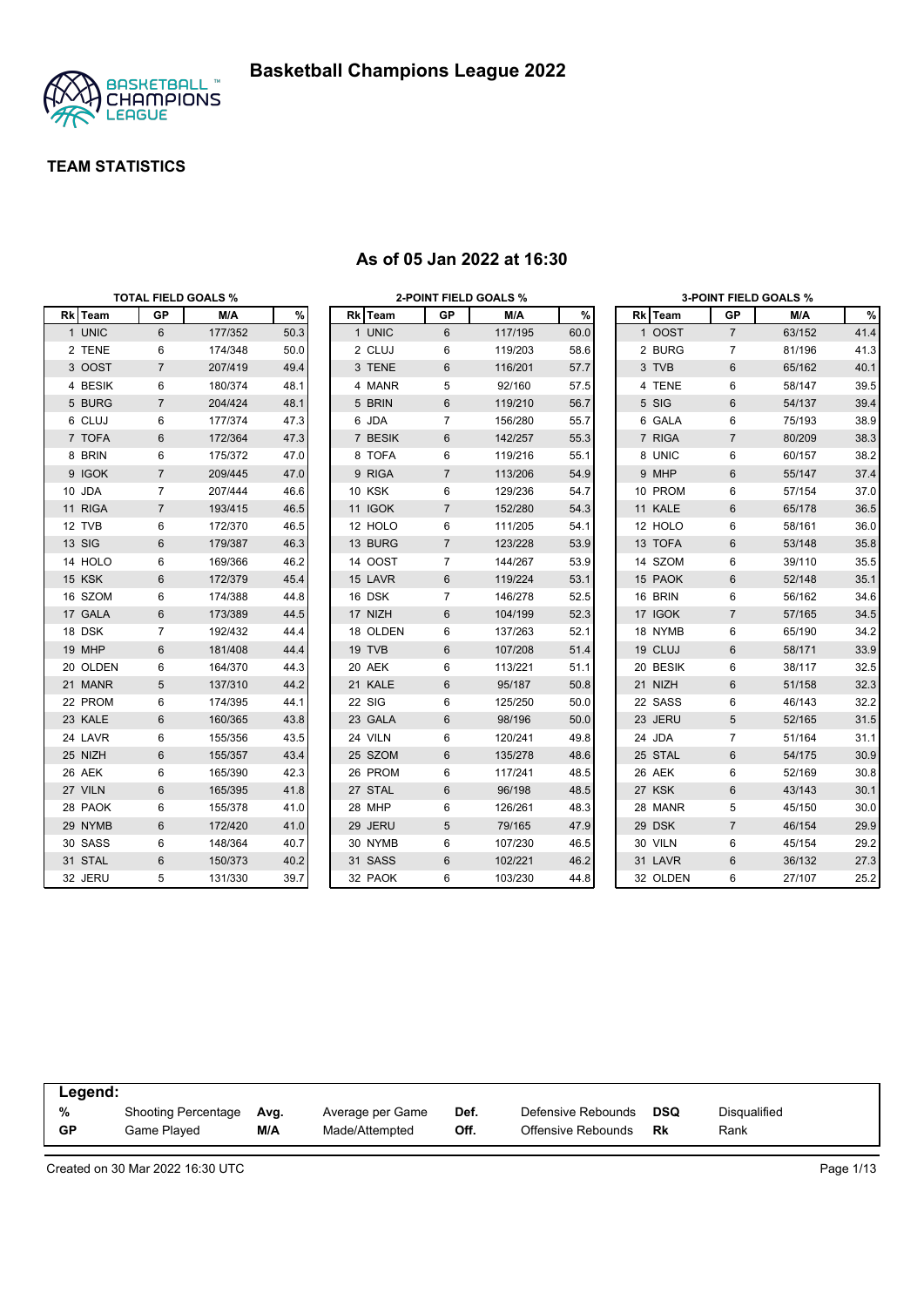# Basketball Champions League 2022

## TEAM STATISTICS

### As of 05 Jan 2022 at 16:30

**TOTAL FIELD GOALS %**

| Rk | Team | GP | M/A | % |
|---|---|---|---|---|
| 1 | UNIC | 6 | 177/352 | 50.3 |
| 2 | TENE | 6 | 174/348 | 50.0 |
| 3 | OOST | 7 | 207/419 | 49.4 |
| 4 | BESIK | 6 | 180/374 | 48.1 |
| 5 | BURG | 7 | 204/424 | 48.1 |
| 6 | CLUJ | 6 | 177/374 | 47.3 |
| 7 | TOFA | 6 | 172/364 | 47.3 |
| 8 | BRIN | 6 | 175/372 | 47.0 |
| 9 | IGOK | 7 | 209/445 | 47.0 |
| 10 | JDA | 7 | 207/444 | 46.6 |
| 11 | RIGA | 7 | 193/415 | 46.5 |
| 12 | TVB | 6 | 172/370 | 46.5 |
| 13 | SIG | 6 | 179/387 | 46.3 |
| 14 | HOLO | 6 | 169/366 | 46.2 |
| 15 | KSK | 6 | 172/379 | 45.4 |
| 16 | SZOM | 6 | 174/388 | 44.8 |
| 17 | GALA | 6 | 173/389 | 44.5 |
| 18 | DSK | 7 | 192/432 | 44.4 |
| 19 | MHP | 6 | 181/408 | 44.4 |
| 20 | OLDEN | 6 | 164/370 | 44.3 |
| 21 | MANR | 5 | 137/310 | 44.2 |
| 22 | PROM | 6 | 174/395 | 44.1 |
| 23 | KALE | 6 | 160/365 | 43.8 |
| 24 | LAVR | 6 | 155/356 | 43.5 |
| 25 | NIZH | 6 | 155/357 | 43.4 |
| 26 | AEK | 6 | 165/390 | 42.3 |
| 27 | VILN | 6 | 165/395 | 41.8 |
| 28 | PAOK | 6 | 155/378 | 41.0 |
| 29 | NYMB | 6 | 172/420 | 41.0 |
| 30 | SASS | 6 | 148/364 | 40.7 |
| 31 | STAL | 6 | 150/373 | 40.2 |
| 32 | JERU | 5 | 131/330 | 39.7 |

**2-POINT FIELD GOALS %**

| Rk | Team | GP | M/A | % |
|---|---|---|---|---|
| 1 | UNIC | 6 | 117/195 | 60.0 |
| 2 | CLUJ | 6 | 119/203 | 58.6 |
| 3 | TENE | 6 | 116/201 | 57.7 |
| 4 | MANR | 5 | 92/160 | 57.5 |
| 5 | BRIN | 6 | 119/210 | 56.7 |
| 6 | JDA | 7 | 156/280 | 55.7 |
| 7 | BESIK | 6 | 142/257 | 55.3 |
| 8 | TOFA | 6 | 119/216 | 55.1 |
| 9 | RIGA | 7 | 113/206 | 54.9 |
| 10 | KSK | 6 | 129/236 | 54.7 |
| 11 | IGOK | 7 | 152/280 | 54.3 |
| 12 | HOLO | 6 | 111/205 | 54.1 |
| 13 | BURG | 7 | 123/228 | 53.9 |
| 14 | OOST | 7 | 144/267 | 53.9 |
| 15 | LAVR | 6 | 119/224 | 53.1 |
| 16 | DSK | 7 | 146/278 | 52.5 |
| 17 | NIZH | 6 | 104/199 | 52.3 |
| 18 | OLDEN | 6 | 137/263 | 52.1 |
| 19 | TVB | 6 | 107/208 | 51.4 |
| 20 | AEK | 6 | 113/221 | 51.1 |
| 21 | KALE | 6 | 95/187 | 50.8 |
| 22 | SIG | 6 | 125/250 | 50.0 |
| 23 | GALA | 6 | 98/196 | 50.0 |
| 24 | VILN | 6 | 120/241 | 49.8 |
| 25 | SZOM | 6 | 135/278 | 48.6 |
| 26 | PROM | 6 | 117/241 | 48.5 |
| 27 | STAL | 6 | 96/198 | 48.5 |
| 28 | MHP | 6 | 126/261 | 48.3 |
| 29 | JERU | 5 | 79/165 | 47.9 |
| 30 | NYMB | 6 | 107/230 | 46.5 |
| 31 | SASS | 6 | 102/221 | 46.2 |
| 32 | PAOK | 6 | 103/230 | 44.8 |

**3-POINT FIELD GOALS %**

| Rk | Team | GP | M/A | % |
|---|---|---|---|---|
| 1 | OOST | 7 | 63/152 | 41.4 |
| 2 | BURG | 7 | 81/196 | 41.3 |
| 3 | TVB | 6 | 65/162 | 40.1 |
| 4 | TENE | 6 | 58/147 | 39.5 |
| 5 | SIG | 6 | 54/137 | 39.4 |
| 6 | GALA | 6 | 75/193 | 38.9 |
| 7 | RIGA | 7 | 80/209 | 38.3 |
| 8 | UNIC | 6 | 60/157 | 38.2 |
| 9 | MHP | 6 | 55/147 | 37.4 |
| 10 | PROM | 6 | 57/154 | 37.0 |
| 11 | KALE | 6 | 65/178 | 36.5 |
| 12 | HOLO | 6 | 58/161 | 36.0 |
| 13 | TOFA | 6 | 53/148 | 35.8 |
| 14 | SZOM | 6 | 39/110 | 35.5 |
| 15 | PAOK | 6 | 52/148 | 35.1 |
| 16 | BRIN | 6 | 56/162 | 34.6 |
| 17 | IGOK | 7 | 57/165 | 34.5 |
| 18 | NYMB | 6 | 65/190 | 34.2 |
| 19 | CLUJ | 6 | 58/171 | 33.9 |
| 20 | BESIK | 6 | 38/117 | 32.5 |
| 21 | NIZH | 6 | 51/158 | 32.3 |
| 22 | SASS | 6 | 46/143 | 32.2 |
| 23 | JERU | 5 | 52/165 | 31.5 |
| 24 | JDA | 7 | 51/164 | 31.1 |
| 25 | STAL | 6 | 54/175 | 30.9 |
| 26 | AEK | 6 | 52/169 | 30.8 |
| 27 | KSK | 6 | 43/143 | 30.1 |
| 28 | MANR | 5 | 45/150 | 30.0 |
| 29 | DSK | 7 | 46/154 | 29.9 |
| 30 | VILN | 6 | 45/154 | 29.2 |
| 31 | LAVR | 6 | 36/132 | 27.3 |
| 32 | OLDEN | 6 | 27/107 | 25.2 |

**Legend:**

| | | | | | | | |
|---|---|---|---|---|---|---|---|
| **%** | Shooting Percentage | **Avg.** | Average per Game | **Def.** | Defensive Rebounds | **DSQ** | Disqualified |
| **GP** | Game Played | **M/A** | Made/Attempted | **Off.** | Offensive Rebounds | **Rk** | Rank |

Created on 30 Mar 2022 16:30 UTC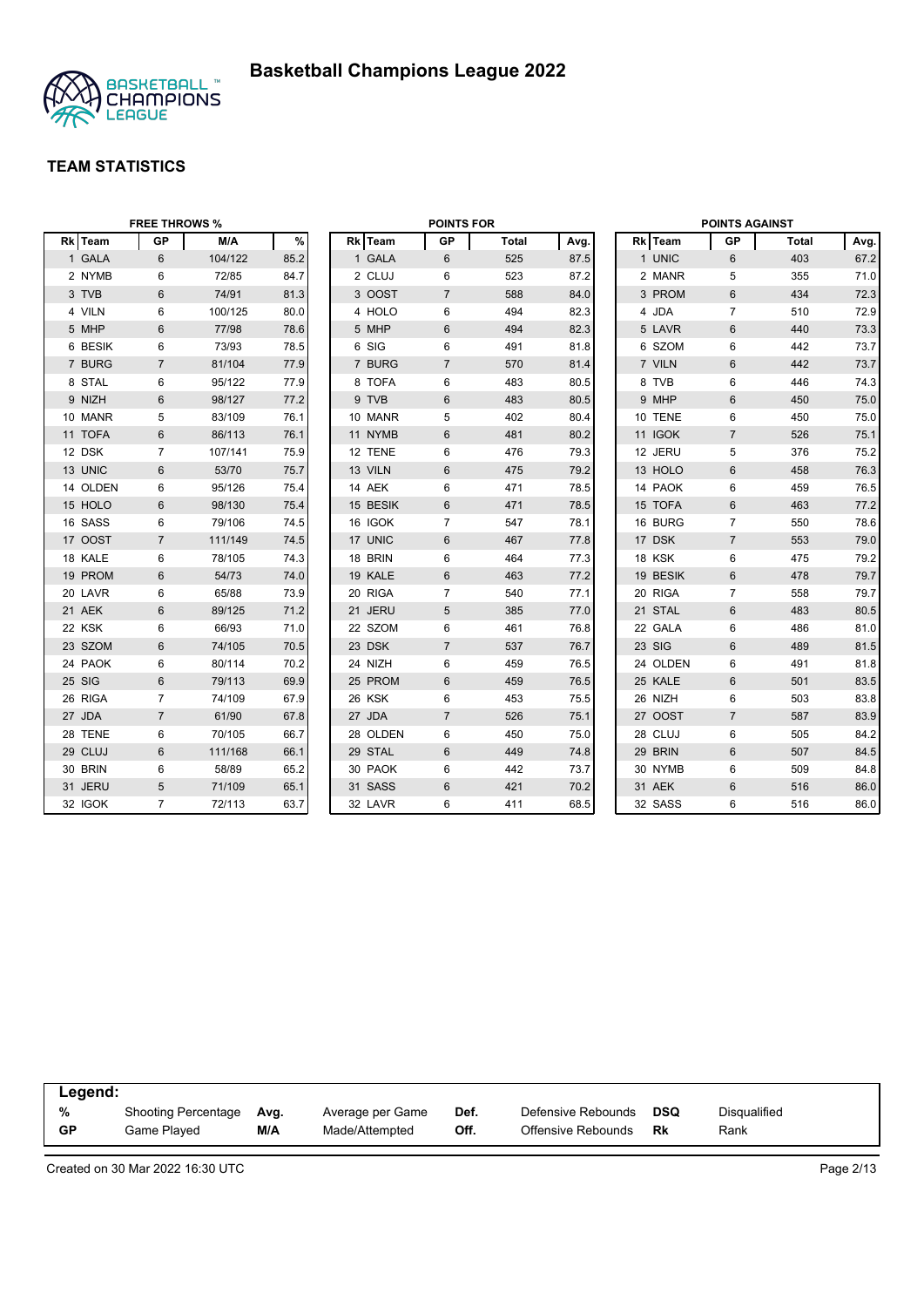# Basketball Champions League 2022

## TEAM STATISTICS

### FREE THROWS %

| Rk | Team | GP | M/A | % |
|---|---|---|---|---|
| 1 | GALA | 6 | 104/122 | 85.2 |
| 2 | NYMB | 6 | 72/85 | 84.7 |
| 3 | TVB | 6 | 74/91 | 81.3 |
| 4 | VILN | 6 | 100/125 | 80.0 |
| 5 | MHP | 6 | 77/98 | 78.6 |
| 6 | BESIK | 6 | 73/93 | 78.5 |
| 7 | BURG | 7 | 81/104 | 77.9 |
| 8 | STAL | 6 | 95/122 | 77.9 |
| 9 | NIZH | 6 | 98/127 | 77.2 |
| 10 | MANR | 5 | 83/109 | 76.1 |
| 11 | TOFA | 6 | 86/113 | 76.1 |
| 12 | DSK | 7 | 107/141 | 75.9 |
| 13 | UNIC | 6 | 53/70 | 75.7 |
| 14 | OLDEN | 6 | 95/126 | 75.4 |
| 15 | HOLO | 6 | 98/130 | 75.4 |
| 16 | SASS | 6 | 79/106 | 74.5 |
| 17 | OOST | 7 | 111/149 | 74.5 |
| 18 | KALE | 6 | 78/105 | 74.3 |
| 19 | PROM | 6 | 54/73 | 74.0 |
| 20 | LAVR | 6 | 65/88 | 73.9 |
| 21 | AEK | 6 | 89/125 | 71.2 |
| 22 | KSK | 6 | 66/93 | 71.0 |
| 23 | SZOM | 6 | 74/105 | 70.5 |
| 24 | PAOK | 6 | 80/114 | 70.2 |
| 25 | SIG | 6 | 79/113 | 69.9 |
| 26 | RIGA | 7 | 74/109 | 67.9 |
| 27 | JDA | 7 | 61/90 | 67.8 |
| 28 | TENE | 6 | 70/105 | 66.7 |
| 29 | CLUJ | 6 | 111/168 | 66.1 |
| 30 | BRIN | 6 | 58/89 | 65.2 |
| 31 | JERU | 5 | 71/109 | 65.1 |
| 32 | IGOK | 7 | 72/113 | 63.7 |

### POINTS FOR

| Rk | Team | GP | Total | Avg. |
|---|---|---|---|---|
| 1 | GALA | 6 | 525 | 87.5 |
| 2 | CLUJ | 6 | 523 | 87.2 |
| 3 | OOST | 7 | 588 | 84.0 |
| 4 | HOLO | 6 | 494 | 82.3 |
| 5 | MHP | 6 | 494 | 82.3 |
| 6 | SIG | 6 | 491 | 81.8 |
| 7 | BURG | 7 | 570 | 81.4 |
| 8 | TOFA | 6 | 483 | 80.5 |
| 9 | TVB | 6 | 483 | 80.5 |
| 10 | MANR | 5 | 402 | 80.4 |
| 11 | NYMB | 6 | 481 | 80.2 |
| 12 | TENE | 6 | 476 | 79.3 |
| 13 | VILN | 6 | 475 | 79.2 |
| 14 | AEK | 6 | 471 | 78.5 |
| 15 | BESIK | 6 | 471 | 78.5 |
| 16 | IGOK | 7 | 547 | 78.1 |
| 17 | UNIC | 6 | 467 | 77.8 |
| 18 | BRIN | 6 | 464 | 77.3 |
| 19 | KALE | 6 | 463 | 77.2 |
| 20 | RIGA | 7 | 540 | 77.1 |
| 21 | JERU | 5 | 385 | 77.0 |
| 22 | SZOM | 6 | 461 | 76.8 |
| 23 | DSK | 7 | 537 | 76.7 |
| 24 | NIZH | 6 | 459 | 76.5 |
| 25 | PROM | 6 | 459 | 76.5 |
| 26 | KSK | 6 | 453 | 75.5 |
| 27 | JDA | 7 | 526 | 75.1 |
| 28 | OLDEN | 6 | 450 | 75.0 |
| 29 | STAL | 6 | 449 | 74.8 |
| 30 | PAOK | 6 | 442 | 73.7 |
| 31 | SASS | 6 | 421 | 70.2 |
| 32 | LAVR | 6 | 411 | 68.5 |

### POINTS AGAINST

| Rk | Team | GP | Total | Avg. |
|---|---|---|---|---|
| 1 | UNIC | 6 | 403 | 67.2 |
| 2 | MANR | 5 | 355 | 71.0 |
| 3 | PROM | 6 | 434 | 72.3 |
| 4 | JDA | 7 | 510 | 72.9 |
| 5 | LAVR | 6 | 440 | 73.3 |
| 6 | SZOM | 6 | 442 | 73.7 |
| 7 | VILN | 6 | 442 | 73.7 |
| 8 | TVB | 6 | 446 | 74.3 |
| 9 | MHP | 6 | 450 | 75.0 |
| 10 | TENE | 6 | 450 | 75.0 |
| 11 | IGOK | 7 | 526 | 75.1 |
| 12 | JERU | 5 | 376 | 75.2 |
| 13 | HOLO | 6 | 458 | 76.3 |
| 14 | PAOK | 6 | 459 | 76.5 |
| 15 | TOFA | 6 | 463 | 77.2 |
| 16 | BURG | 7 | 550 | 78.6 |
| 17 | DSK | 7 | 553 | 79.0 |
| 18 | KSK | 6 | 475 | 79.2 |
| 19 | BESIK | 6 | 478 | 79.7 |
| 20 | RIGA | 7 | 558 | 79.7 |
| 21 | STAL | 6 | 483 | 80.5 |
| 22 | GALA | 6 | 486 | 81.0 |
| 23 | SIG | 6 | 489 | 81.5 |
| 24 | OLDEN | 6 | 491 | 81.8 |
| 25 | KALE | 6 | 501 | 83.5 |
| 26 | NIZH | 6 | 503 | 83.8 |
| 27 | OOST | 7 | 587 | 83.9 |
| 28 | CLUJ | 6 | 505 | 84.2 |
| 29 | BRIN | 6 | 507 | 84.5 |
| 30 | NYMB | 6 | 509 | 84.8 |
| 31 | AEK | 6 | 516 | 86.0 |
| 32 | SASS | 6 | 516 | 86.0 |

**Legend:**

| | | | | | | | |
|---|---|---|---|---|---|---|---|
| **%** | Shooting Percentage | **Avg.** | Average per Game | **Def.** | Defensive Rebounds | **DSQ** | Disqualified |
| **GP** | Game Played | **M/A** | Made/Attempted | **Off.** | Offensive Rebounds | **Rk** | Rank |

Created on 30 Mar 2022 16:30 UTC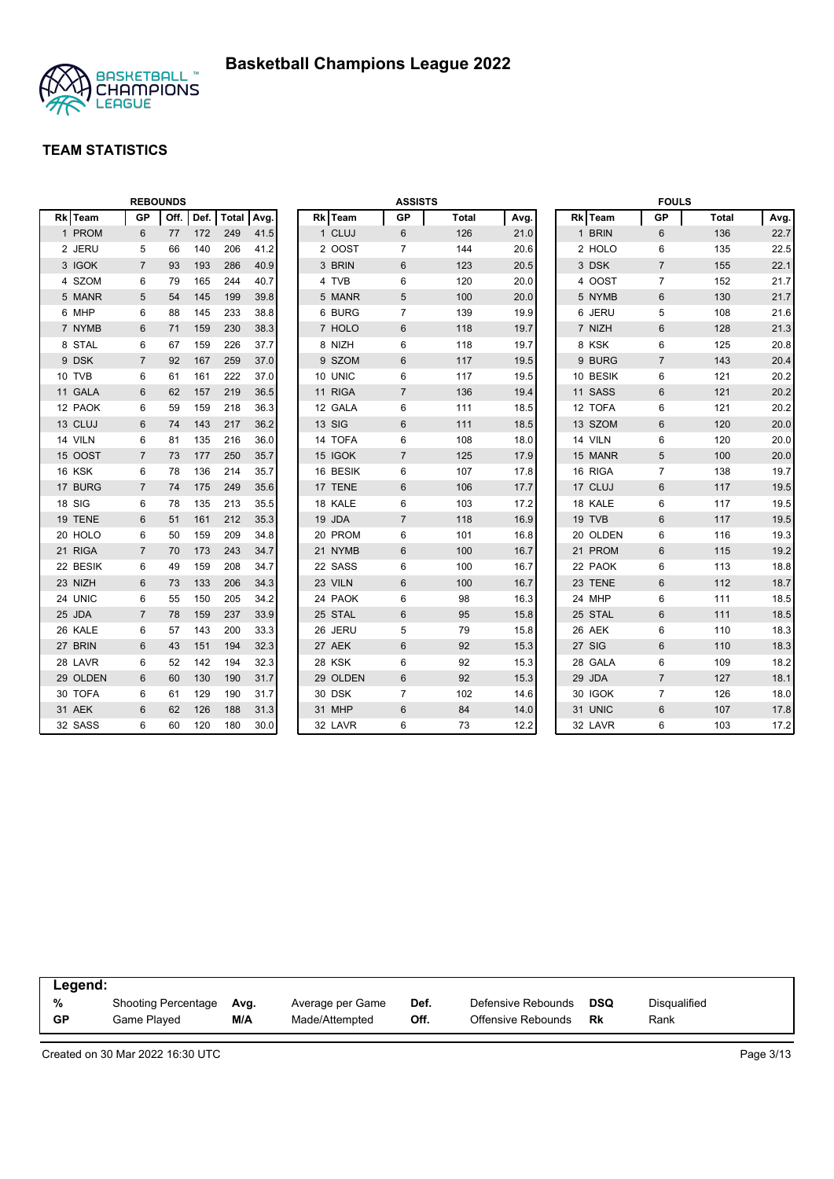# Basketball Champions League 2022

## TEAM STATISTICS

### REBOUNDS

| Rk | Team | GP | Off. | Def. | Total | Avg. |
|---|---|---|---|---|---|---|
| 1 | PROM | 6 | 77 | 172 | 249 | 41.5 |
| 2 | JERU | 5 | 66 | 140 | 206 | 41.2 |
| 3 | IGOK | 7 | 93 | 193 | 286 | 40.9 |
| 4 | SZOM | 6 | 79 | 165 | 244 | 40.7 |
| 5 | MANR | 5 | 54 | 145 | 199 | 39.8 |
| 6 | MHP | 6 | 88 | 145 | 233 | 38.8 |
| 7 | NYMB | 6 | 71 | 159 | 230 | 38.3 |
| 8 | STAL | 6 | 67 | 159 | 226 | 37.7 |
| 9 | DSK | 7 | 92 | 167 | 259 | 37.0 |
| 10 | TVB | 6 | 61 | 161 | 222 | 37.0 |
| 11 | GALA | 6 | 62 | 157 | 219 | 36.5 |
| 12 | PAOK | 6 | 59 | 159 | 218 | 36.3 |
| 13 | CLUJ | 6 | 74 | 143 | 217 | 36.2 |
| 14 | VILN | 6 | 81 | 135 | 216 | 36.0 |
| 15 | OOST | 7 | 73 | 177 | 250 | 35.7 |
| 16 | KSK | 6 | 78 | 136 | 214 | 35.7 |
| 17 | BURG | 7 | 74 | 175 | 249 | 35.6 |
| 18 | SIG | 6 | 78 | 135 | 213 | 35.5 |
| 19 | TENE | 6 | 51 | 161 | 212 | 35.3 |
| 20 | HOLO | 6 | 50 | 159 | 209 | 34.8 |
| 21 | RIGA | 7 | 70 | 173 | 243 | 34.7 |
| 22 | BESIK | 6 | 49 | 159 | 208 | 34.7 |
| 23 | NIZH | 6 | 73 | 133 | 206 | 34.3 |
| 24 | UNIC | 6 | 55 | 150 | 205 | 34.2 |
| 25 | JDA | 7 | 78 | 159 | 237 | 33.9 |
| 26 | KALE | 6 | 57 | 143 | 200 | 33.3 |
| 27 | BRIN | 6 | 43 | 151 | 194 | 32.3 |
| 28 | LAVR | 6 | 52 | 142 | 194 | 32.3 |
| 29 | OLDEN | 6 | 60 | 130 | 190 | 31.7 |
| 30 | TOFA | 6 | 61 | 129 | 190 | 31.7 |
| 31 | AEK | 6 | 62 | 126 | 188 | 31.3 |
| 32 | SASS | 6 | 60 | 120 | 180 | 30.0 |

### ASSISTS

| Rk | Team | GP | Total | Avg. |
|---|---|---|---|---|
| 1 | CLUJ | 6 | 126 | 21.0 |
| 2 | OOST | 7 | 144 | 20.6 |
| 3 | BRIN | 6 | 123 | 20.5 |
| 4 | TVB | 6 | 120 | 20.0 |
| 5 | MANR | 5 | 100 | 20.0 |
| 6 | BURG | 7 | 139 | 19.9 |
| 7 | HOLO | 6 | 118 | 19.7 |
| 8 | NIZH | 6 | 118 | 19.7 |
| 9 | SZOM | 6 | 117 | 19.5 |
| 10 | UNIC | 6 | 117 | 19.5 |
| 11 | RIGA | 7 | 136 | 19.4 |
| 12 | GALA | 6 | 111 | 18.5 |
| 13 | SIG | 6 | 111 | 18.5 |
| 14 | TOFA | 6 | 108 | 18.0 |
| 15 | IGOK | 7 | 125 | 17.9 |
| 16 | BESIK | 6 | 107 | 17.8 |
| 17 | TENE | 6 | 106 | 17.7 |
| 18 | KALE | 6 | 103 | 17.2 |
| 19 | JDA | 7 | 118 | 16.9 |
| 20 | PROM | 6 | 101 | 16.8 |
| 21 | NYMB | 6 | 100 | 16.7 |
| 22 | SASS | 6 | 100 | 16.7 |
| 23 | VILN | 6 | 100 | 16.7 |
| 24 | PAOK | 6 | 98 | 16.3 |
| 25 | STAL | 6 | 95 | 15.8 |
| 26 | JERU | 5 | 79 | 15.8 |
| 27 | AEK | 6 | 92 | 15.3 |
| 28 | KSK | 6 | 92 | 15.3 |
| 29 | OLDEN | 6 | 92 | 15.3 |
| 30 | DSK | 7 | 102 | 14.6 |
| 31 | MHP | 6 | 84 | 14.0 |
| 32 | LAVR | 6 | 73 | 12.2 |

### FOULS

| Rk | Team | GP | Total | Avg. |
|---|---|---|---|---|
| 1 | BRIN | 6 | 136 | 22.7 |
| 2 | HOLO | 6 | 135 | 22.5 |
| 3 | DSK | 7 | 155 | 22.1 |
| 4 | OOST | 7 | 152 | 21.7 |
| 5 | NYMB | 6 | 130 | 21.7 |
| 6 | JERU | 5 | 108 | 21.6 |
| 7 | NIZH | 6 | 128 | 21.3 |
| 8 | KSK | 6 | 125 | 20.8 |
| 9 | BURG | 7 | 143 | 20.4 |
| 10 | BESIK | 6 | 121 | 20.2 |
| 11 | SASS | 6 | 121 | 20.2 |
| 12 | TOFA | 6 | 121 | 20.2 |
| 13 | SZOM | 6 | 120 | 20.0 |
| 14 | VILN | 6 | 120 | 20.0 |
| 15 | MANR | 5 | 100 | 20.0 |
| 16 | RIGA | 7 | 138 | 19.7 |
| 17 | CLUJ | 6 | 117 | 19.5 |
| 18 | KALE | 6 | 117 | 19.5 |
| 19 | TVB | 6 | 117 | 19.5 |
| 20 | OLDEN | 6 | 116 | 19.3 |
| 21 | PROM | 6 | 115 | 19.2 |
| 22 | PAOK | 6 | 113 | 18.8 |
| 23 | TENE | 6 | 112 | 18.7 |
| 24 | MHP | 6 | 111 | 18.5 |
| 25 | STAL | 6 | 111 | 18.5 |
| 26 | AEK | 6 | 110 | 18.3 |
| 27 | SIG | 6 | 110 | 18.3 |
| 28 | GALA | 6 | 109 | 18.2 |
| 29 | JDA | 7 | 127 | 18.1 |
| 30 | IGOK | 7 | 126 | 18.0 |
| 31 | UNIC | 6 | 107 | 17.8 |
| 32 | LAVR | 6 | 103 | 17.2 |

**Legend:**

| | | | | | | | |
|---|---|---|---|---|---|---|---|
| **%** | Shooting Percentage | **Avg.** | Average per Game | **Def.** | Defensive Rebounds | **DSQ** | Disqualified |
| **GP** | Game Played | **M/A** | Made/Attempted | **Off.** | Offensive Rebounds | **Rk** | Rank |

Created on 30 Mar 2022 16:30 UTC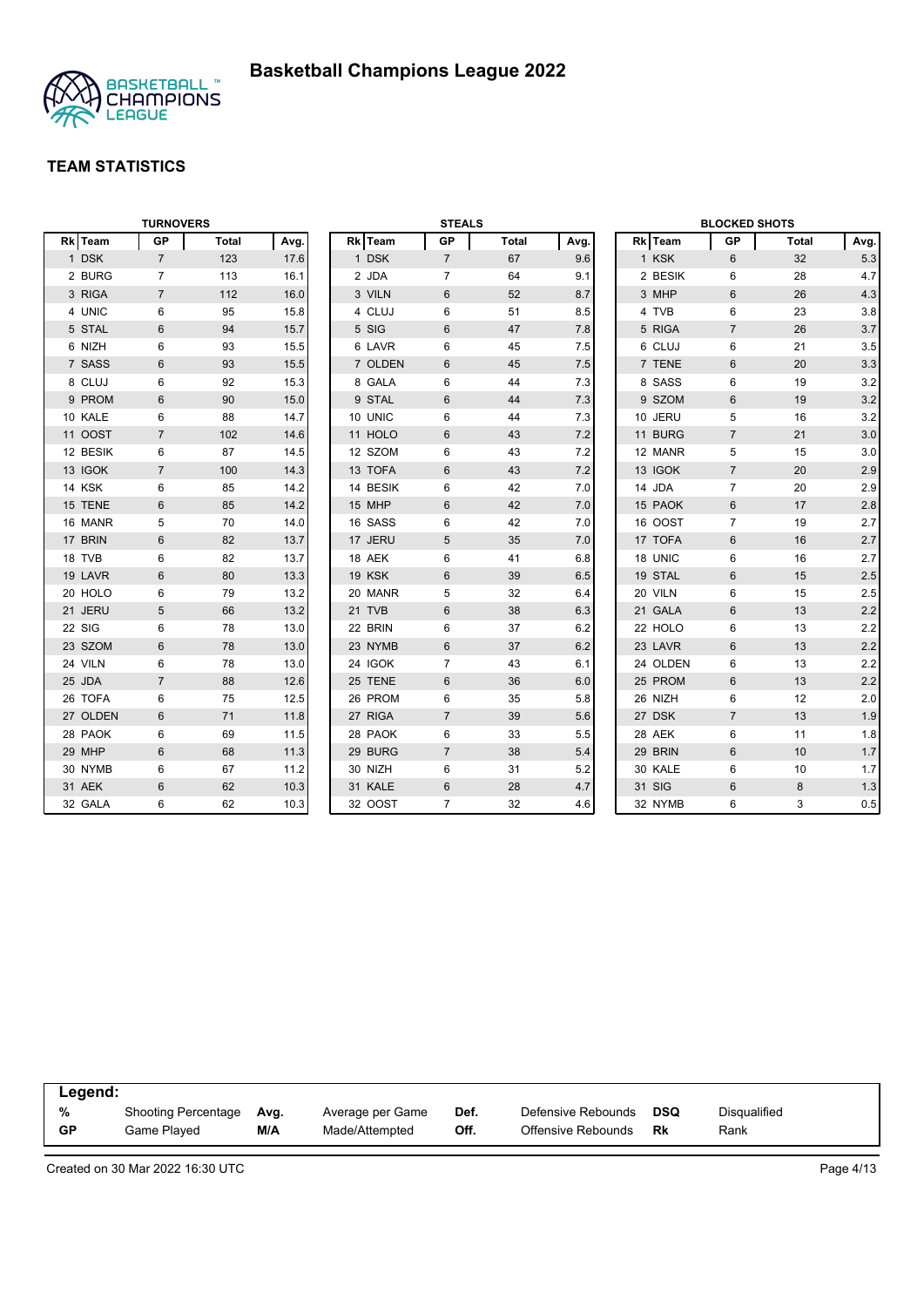# Basketball Champions League 2022

## TEAM STATISTICS

### TURNOVERS

| Rk | Team | GP | Total | Avg. |
|---|---|---|---|---|
| 1 | DSK | 7 | 123 | 17.6 |
| 2 | BURG | 7 | 113 | 16.1 |
| 3 | RIGA | 7 | 112 | 16.0 |
| 4 | UNIC | 6 | 95 | 15.8 |
| 5 | STAL | 6 | 94 | 15.7 |
| 6 | NIZH | 6 | 93 | 15.5 |
| 7 | SASS | 6 | 93 | 15.5 |
| 8 | CLUJ | 6 | 92 | 15.3 |
| 9 | PROM | 6 | 90 | 15.0 |
| 10 | KALE | 6 | 88 | 14.7 |
| 11 | OOST | 7 | 102 | 14.6 |
| 12 | BESIK | 6 | 87 | 14.5 |
| 13 | IGOK | 7 | 100 | 14.3 |
| 14 | KSK | 6 | 85 | 14.2 |
| 15 | TENE | 6 | 85 | 14.2 |
| 16 | MANR | 5 | 70 | 14.0 |
| 17 | BRIN | 6 | 82 | 13.7 |
| 18 | TVB | 6 | 82 | 13.7 |
| 19 | LAVR | 6 | 80 | 13.3 |
| 20 | HOLO | 6 | 79 | 13.2 |
| 21 | JERU | 5 | 66 | 13.2 |
| 22 | SIG | 6 | 78 | 13.0 |
| 23 | SZOM | 6 | 78 | 13.0 |
| 24 | VILN | 6 | 78 | 13.0 |
| 25 | JDA | 7 | 88 | 12.6 |
| 26 | TOFA | 6 | 75 | 12.5 |
| 27 | OLDEN | 6 | 71 | 11.8 |
| 28 | PAOK | 6 | 69 | 11.5 |
| 29 | MHP | 6 | 68 | 11.3 |
| 30 | NYMB | 6 | 67 | 11.2 |
| 31 | AEK | 6 | 62 | 10.3 |
| 32 | GALA | 6 | 62 | 10.3 |

### STEALS

| Rk | Team | GP | Total | Avg. |
|---|---|---|---|---|
| 1 | DSK | 7 | 67 | 9.6 |
| 2 | JDA | 7 | 64 | 9.1 |
| 3 | VILN | 6 | 52 | 8.7 |
| 4 | CLUJ | 6 | 51 | 8.5 |
| 5 | SIG | 6 | 47 | 7.8 |
| 6 | LAVR | 6 | 45 | 7.5 |
| 7 | OLDEN | 6 | 45 | 7.5 |
| 8 | GALA | 6 | 44 | 7.3 |
| 9 | STAL | 6 | 44 | 7.3 |
| 10 | UNIC | 6 | 44 | 7.3 |
| 11 | HOLO | 6 | 43 | 7.2 |
| 12 | SZOM | 6 | 43 | 7.2 |
| 13 | TOFA | 6 | 43 | 7.2 |
| 14 | BESIK | 6 | 42 | 7.0 |
| 15 | MHP | 6 | 42 | 7.0 |
| 16 | SASS | 6 | 42 | 7.0 |
| 17 | JERU | 5 | 35 | 7.0 |
| 18 | AEK | 6 | 41 | 6.8 |
| 19 | KSK | 6 | 39 | 6.5 |
| 20 | MANR | 5 | 32 | 6.4 |
| 21 | TVB | 6 | 38 | 6.3 |
| 22 | BRIN | 6 | 37 | 6.2 |
| 23 | NYMB | 6 | 37 | 6.2 |
| 24 | IGOK | 7 | 43 | 6.1 |
| 25 | TENE | 6 | 36 | 6.0 |
| 26 | PROM | 6 | 35 | 5.8 |
| 27 | RIGA | 7 | 39 | 5.6 |
| 28 | PAOK | 6 | 33 | 5.5 |
| 29 | BURG | 7 | 38 | 5.4 |
| 30 | NIZH | 6 | 31 | 5.2 |
| 31 | KALE | 6 | 28 | 4.7 |
| 32 | OOST | 7 | 32 | 4.6 |

### BLOCKED SHOTS

| Rk | Team | GP | Total | Avg. |
|---|---|---|---|---|
| 1 | KSK | 6 | 32 | 5.3 |
| 2 | BESIK | 6 | 28 | 4.7 |
| 3 | MHP | 6 | 26 | 4.3 |
| 4 | TVB | 6 | 23 | 3.8 |
| 5 | RIGA | 7 | 26 | 3.7 |
| 6 | CLUJ | 6 | 21 | 3.5 |
| 7 | TENE | 6 | 20 | 3.3 |
| 8 | SASS | 6 | 19 | 3.2 |
| 9 | SZOM | 6 | 19 | 3.2 |
| 10 | JERU | 5 | 16 | 3.2 |
| 11 | BURG | 7 | 21 | 3.0 |
| 12 | MANR | 5 | 15 | 3.0 |
| 13 | IGOK | 7 | 20 | 2.9 |
| 14 | JDA | 7 | 20 | 2.9 |
| 15 | PAOK | 6 | 17 | 2.8 |
| 16 | OOST | 7 | 19 | 2.7 |
| 17 | TOFA | 6 | 16 | 2.7 |
| 18 | UNIC | 6 | 16 | 2.7 |
| 19 | STAL | 6 | 15 | 2.5 |
| 20 | VILN | 6 | 15 | 2.5 |
| 21 | GALA | 6 | 13 | 2.2 |
| 22 | HOLO | 6 | 13 | 2.2 |
| 23 | LAVR | 6 | 13 | 2.2 |
| 24 | OLDEN | 6 | 13 | 2.2 |
| 25 | PROM | 6 | 13 | 2.2 |
| 26 | NIZH | 6 | 12 | 2.0 |
| 27 | DSK | 7 | 13 | 1.9 |
| 28 | AEK | 6 | 11 | 1.8 |
| 29 | BRIN | 6 | 10 | 1.7 |
| 30 | KALE | 6 | 10 | 1.7 |
| 31 | SIG | 6 | 8 | 1.3 |
| 32 | NYMB | 6 | 3 | 0.5 |

**Legend:**

| | | | | | | | |
|---|---|---|---|---|---|---|---|
| **%** | Shooting Percentage | **Avg.** | Average per Game | **Def.** | Defensive Rebounds | **DSQ** | Disqualified |
| **GP** | Game Played | **M/A** | Made/Attempted | **Off.** | Offensive Rebounds | **Rk** | Rank |

Created on 30 Mar 2022 16:30 UTC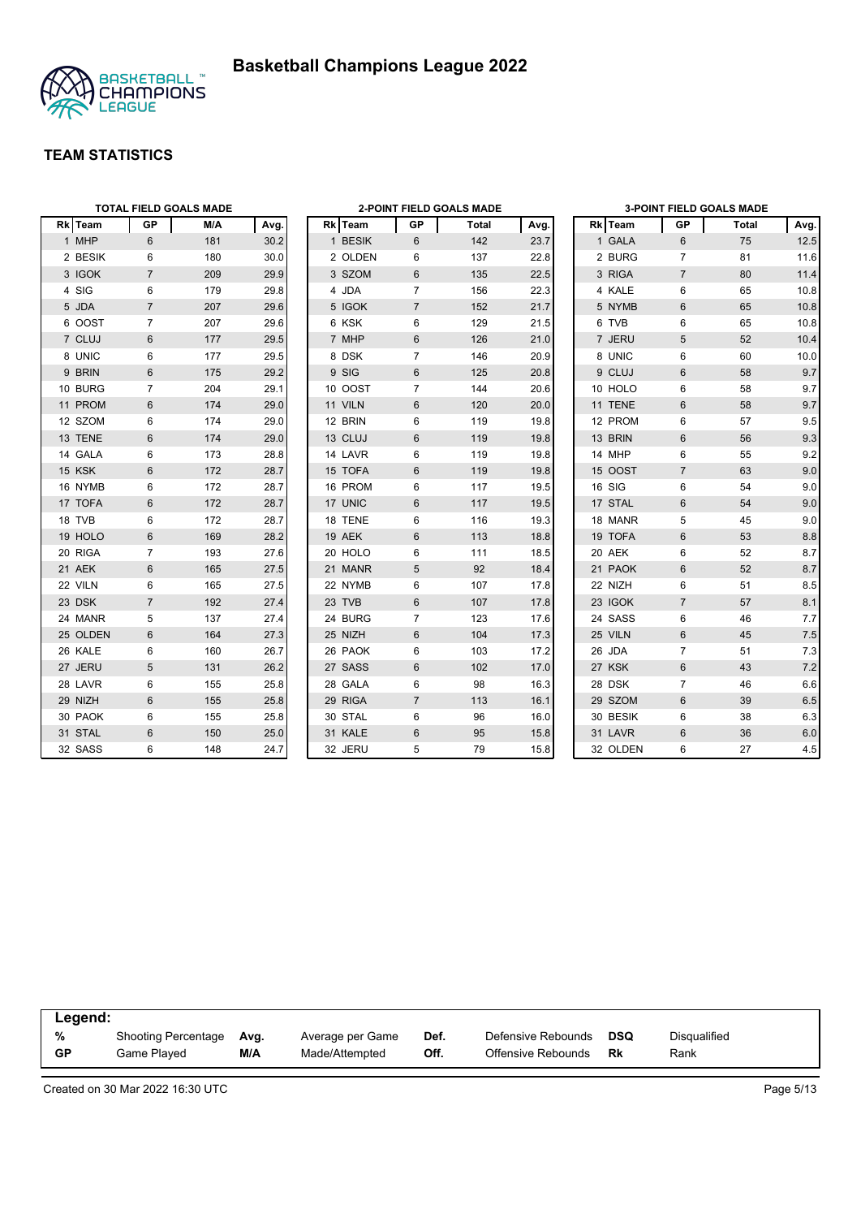# Basketball Champions League 2022

## TEAM STATISTICS

### TOTAL FIELD GOALS MADE

| Rk | Team | GP | M/A | Avg. |
|---|---|---|---|---|
| 1 | MHP | 6 | 181 | 30.2 |
| 2 | BESIK | 6 | 180 | 30.0 |
| 3 | IGOK | 7 | 209 | 29.9 |
| 4 | SIG | 6 | 179 | 29.8 |
| 5 | JDA | 7 | 207 | 29.6 |
| 6 | OOST | 7 | 207 | 29.6 |
| 7 | CLUJ | 6 | 177 | 29.5 |
| 8 | UNIC | 6 | 177 | 29.5 |
| 9 | BRIN | 6 | 175 | 29.2 |
| 10 | BURG | 7 | 204 | 29.1 |
| 11 | PROM | 6 | 174 | 29.0 |
| 12 | SZOM | 6 | 174 | 29.0 |
| 13 | TENE | 6 | 174 | 29.0 |
| 14 | GALA | 6 | 173 | 28.8 |
| 15 | KSK | 6 | 172 | 28.7 |
| 16 | NYMB | 6 | 172 | 28.7 |
| 17 | TOFA | 6 | 172 | 28.7 |
| 18 | TVB | 6 | 172 | 28.7 |
| 19 | HOLO | 6 | 169 | 28.2 |
| 20 | RIGA | 7 | 193 | 27.6 |
| 21 | AEK | 6 | 165 | 27.5 |
| 22 | VILN | 6 | 165 | 27.5 |
| 23 | DSK | 7 | 192 | 27.4 |
| 24 | MANR | 5 | 137 | 27.4 |
| 25 | OLDEN | 6 | 164 | 27.3 |
| 26 | KALE | 6 | 160 | 26.7 |
| 27 | JERU | 5 | 131 | 26.2 |
| 28 | LAVR | 6 | 155 | 25.8 |
| 29 | NIZH | 6 | 155 | 25.8 |
| 30 | PAOK | 6 | 155 | 25.8 |
| 31 | STAL | 6 | 150 | 25.0 |
| 32 | SASS | 6 | 148 | 24.7 |

### 2-POINT FIELD GOALS MADE

| Rk | Team | GP | Total | Avg. |
|---|---|---|---|---|
| 1 | BESIK | 6 | 142 | 23.7 |
| 2 | OLDEN | 6 | 137 | 22.8 |
| 3 | SZOM | 6 | 135 | 22.5 |
| 4 | JDA | 7 | 156 | 22.3 |
| 5 | IGOK | 7 | 152 | 21.7 |
| 6 | KSK | 6 | 129 | 21.5 |
| 7 | MHP | 6 | 126 | 21.0 |
| 8 | DSK | 7 | 146 | 20.9 |
| 9 | SIG | 6 | 125 | 20.8 |
| 10 | OOST | 7 | 144 | 20.6 |
| 11 | VILN | 6 | 120 | 20.0 |
| 12 | BRIN | 6 | 119 | 19.8 |
| 13 | CLUJ | 6 | 119 | 19.8 |
| 14 | LAVR | 6 | 119 | 19.8 |
| 15 | TOFA | 6 | 119 | 19.8 |
| 16 | PROM | 6 | 117 | 19.5 |
| 17 | UNIC | 6 | 117 | 19.5 |
| 18 | TENE | 6 | 116 | 19.3 |
| 19 | AEK | 6 | 113 | 18.8 |
| 20 | HOLO | 6 | 111 | 18.5 |
| 21 | MANR | 5 | 92 | 18.4 |
| 22 | NYMB | 6 | 107 | 17.8 |
| 23 | TVB | 6 | 107 | 17.8 |
| 24 | BURG | 7 | 123 | 17.6 |
| 25 | NIZH | 6 | 104 | 17.3 |
| 26 | PAOK | 6 | 103 | 17.2 |
| 27 | SASS | 6 | 102 | 17.0 |
| 28 | GALA | 6 | 98 | 16.3 |
| 29 | RIGA | 7 | 113 | 16.1 |
| 30 | STAL | 6 | 96 | 16.0 |
| 31 | KALE | 6 | 95 | 15.8 |
| 32 | JERU | 5 | 79 | 15.8 |

### 3-POINT FIELD GOALS MADE

| Rk | Team | GP | Total | Avg. |
|---|---|---|---|---|
| 1 | GALA | 6 | 75 | 12.5 |
| 2 | BURG | 7 | 81 | 11.6 |
| 3 | RIGA | 7 | 80 | 11.4 |
| 4 | KALE | 6 | 65 | 10.8 |
| 5 | NYMB | 6 | 65 | 10.8 |
| 6 | TVB | 6 | 65 | 10.8 |
| 7 | JERU | 5 | 52 | 10.4 |
| 8 | UNIC | 6 | 60 | 10.0 |
| 9 | CLUJ | 6 | 58 | 9.7 |
| 10 | HOLO | 6 | 58 | 9.7 |
| 11 | TENE | 6 | 58 | 9.7 |
| 12 | PROM | 6 | 57 | 9.5 |
| 13 | BRIN | 6 | 56 | 9.3 |
| 14 | MHP | 6 | 55 | 9.2 |
| 15 | OOST | 7 | 63 | 9.0 |
| 16 | SIG | 6 | 54 | 9.0 |
| 17 | STAL | 6 | 54 | 9.0 |
| 18 | MANR | 5 | 45 | 9.0 |
| 19 | TOFA | 6 | 53 | 8.8 |
| 20 | AEK | 6 | 52 | 8.7 |
| 21 | PAOK | 6 | 52 | 8.7 |
| 22 | NIZH | 6 | 51 | 8.5 |
| 23 | IGOK | 7 | 57 | 8.1 |
| 24 | SASS | 6 | 46 | 7.7 |
| 25 | VILN | 6 | 45 | 7.5 |
| 26 | JDA | 7 | 51 | 7.3 |
| 27 | KSK | 6 | 43 | 7.2 |
| 28 | DSK | 7 | 46 | 6.6 |
| 29 | SZOM | 6 | 39 | 6.5 |
| 30 | BESIK | 6 | 38 | 6.3 |
| 31 | LAVR | 6 | 36 | 6.0 |
| 32 | OLDEN | 6 | 27 | 4.5 |

**Legend:**

| | | | | | | | |
|---|---|---|---|---|---|---|---|
| % | Shooting Percentage | Avg. | Average per Game | Def. | Defensive Rebounds | DSQ | Disqualified |
| GP | Game Played | M/A | Made/Attempted | Off. | Offensive Rebounds | Rk | Rank |

Created on 30 Mar 2022 16:30 UTC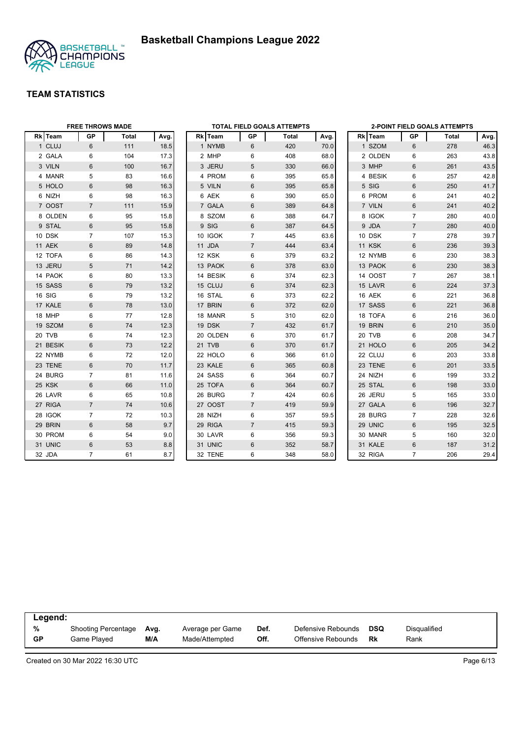# Basketball Champions League 2022

## TEAM STATISTICS

### FREE THROWS MADE

| Rk | Team | GP | Total | Avg. |
|---|---|---|---|---|
| 1 | CLUJ | 6 | 111 | 18.5 |
| 2 | GALA | 6 | 104 | 17.3 |
| 3 | VILN | 6 | 100 | 16.7 |
| 4 | MANR | 5 | 83 | 16.6 |
| 5 | HOLO | 6 | 98 | 16.3 |
| 6 | NIZH | 6 | 98 | 16.3 |
| 7 | OOST | 7 | 111 | 15.9 |
| 8 | OLDEN | 6 | 95 | 15.8 |
| 9 | STAL | 6 | 95 | 15.8 |
| 10 | DSK | 7 | 107 | 15.3 |
| 11 | AEK | 6 | 89 | 14.8 |
| 12 | TOFA | 6 | 86 | 14.3 |
| 13 | JERU | 5 | 71 | 14.2 |
| 14 | PAOK | 6 | 80 | 13.3 |
| 15 | SASS | 6 | 79 | 13.2 |
| 16 | SIG | 6 | 79 | 13.2 |
| 17 | KALE | 6 | 78 | 13.0 |
| 18 | MHP | 6 | 77 | 12.8 |
| 19 | SZOM | 6 | 74 | 12.3 |
| 20 | TVB | 6 | 74 | 12.3 |
| 21 | BESIK | 6 | 73 | 12.2 |
| 22 | NYMB | 6 | 72 | 12.0 |
| 23 | TENE | 6 | 70 | 11.7 |
| 24 | BURG | 7 | 81 | 11.6 |
| 25 | KSK | 6 | 66 | 11.0 |
| 26 | LAVR | 6 | 65 | 10.8 |
| 27 | RIGA | 7 | 74 | 10.6 |
| 28 | IGOK | 7 | 72 | 10.3 |
| 29 | BRIN | 6 | 58 | 9.7 |
| 30 | PROM | 6 | 54 | 9.0 |
| 31 | UNIC | 6 | 53 | 8.8 |
| 32 | JDA | 7 | 61 | 8.7 |

### TOTAL FIELD GOALS ATTEMPTS

| Rk | Team | GP | Total | Avg. |
|---|---|---|---|---|
| 1 | NYMB | 6 | 420 | 70.0 |
| 2 | MHP | 6 | 408 | 68.0 |
| 3 | JERU | 5 | 330 | 66.0 |
| 4 | PROM | 6 | 395 | 65.8 |
| 5 | VILN | 6 | 395 | 65.8 |
| 6 | AEK | 6 | 390 | 65.0 |
| 7 | GALA | 6 | 389 | 64.8 |
| 8 | SZOM | 6 | 388 | 64.7 |
| 9 | SIG | 6 | 387 | 64.5 |
| 10 | IGOK | 7 | 445 | 63.6 |
| 11 | JDA | 7 | 444 | 63.4 |
| 12 | KSK | 6 | 379 | 63.2 |
| 13 | PAOK | 6 | 378 | 63.0 |
| 14 | BESIK | 6 | 374 | 62.3 |
| 15 | CLUJ | 6 | 374 | 62.3 |
| 16 | STAL | 6 | 373 | 62.2 |
| 17 | BRIN | 6 | 372 | 62.0 |
| 18 | MANR | 5 | 310 | 62.0 |
| 19 | DSK | 7 | 432 | 61.7 |
| 20 | OLDEN | 6 | 370 | 61.7 |
| 21 | TVB | 6 | 370 | 61.7 |
| 22 | HOLO | 6 | 366 | 61.0 |
| 23 | KALE | 6 | 365 | 60.8 |
| 24 | SASS | 6 | 364 | 60.7 |
| 25 | TOFA | 6 | 364 | 60.7 |
| 26 | BURG | 7 | 424 | 60.6 |
| 27 | OOST | 7 | 419 | 59.9 |
| 28 | NIZH | 6 | 357 | 59.5 |
| 29 | RIGA | 7 | 415 | 59.3 |
| 30 | LAVR | 6 | 356 | 59.3 |
| 31 | UNIC | 6 | 352 | 58.7 |
| 32 | TENE | 6 | 348 | 58.0 |

### 2-POINT FIELD GOALS ATTEMPTS

| Rk | Team | GP | Total | Avg. |
|---|---|---|---|---|
| 1 | SZOM | 6 | 278 | 46.3 |
| 2 | OLDEN | 6 | 263 | 43.8 |
| 3 | MHP | 6 | 261 | 43.5 |
| 4 | BESIK | 6 | 257 | 42.8 |
| 5 | SIG | 6 | 250 | 41.7 |
| 6 | PROM | 6 | 241 | 40.2 |
| 7 | VILN | 6 | 241 | 40.2 |
| 8 | IGOK | 7 | 280 | 40.0 |
| 9 | JDA | 7 | 280 | 40.0 |
| 10 | DSK | 7 | 278 | 39.7 |
| 11 | KSK | 6 | 236 | 39.3 |
| 12 | NYMB | 6 | 230 | 38.3 |
| 13 | PAOK | 6 | 230 | 38.3 |
| 14 | OOST | 7 | 267 | 38.1 |
| 15 | LAVR | 6 | 224 | 37.3 |
| 16 | AEK | 6 | 221 | 36.8 |
| 17 | SASS | 6 | 221 | 36.8 |
| 18 | TOFA | 6 | 216 | 36.0 |
| 19 | BRIN | 6 | 210 | 35.0 |
| 20 | TVB | 6 | 208 | 34.7 |
| 21 | HOLO | 6 | 205 | 34.2 |
| 22 | CLUJ | 6 | 203 | 33.8 |
| 23 | TENE | 6 | 201 | 33.5 |
| 24 | NIZH | 6 | 199 | 33.2 |
| 25 | STAL | 6 | 198 | 33.0 |
| 26 | JERU | 5 | 165 | 33.0 |
| 27 | GALA | 6 | 196 | 32.7 |
| 28 | BURG | 7 | 228 | 32.6 |
| 29 | UNIC | 6 | 195 | 32.5 |
| 30 | MANR | 5 | 160 | 32.0 |
| 31 | KALE | 6 | 187 | 31.2 |
| 32 | RIGA | 7 | 206 | 29.4 |

**Legend:**

| | | | | | | | |
|---|---|---|---|---|---|---|---|
| **%** | Shooting Percentage | **Avg.** | Average per Game | **Def.** | Defensive Rebounds | **DSQ** | Disqualified |
| **GP** | Game Played | **M/A** | Made/Attempted | **Off.** | Offensive Rebounds | **Rk** | Rank |

Created on 30 Mar 2022 16:30 UTC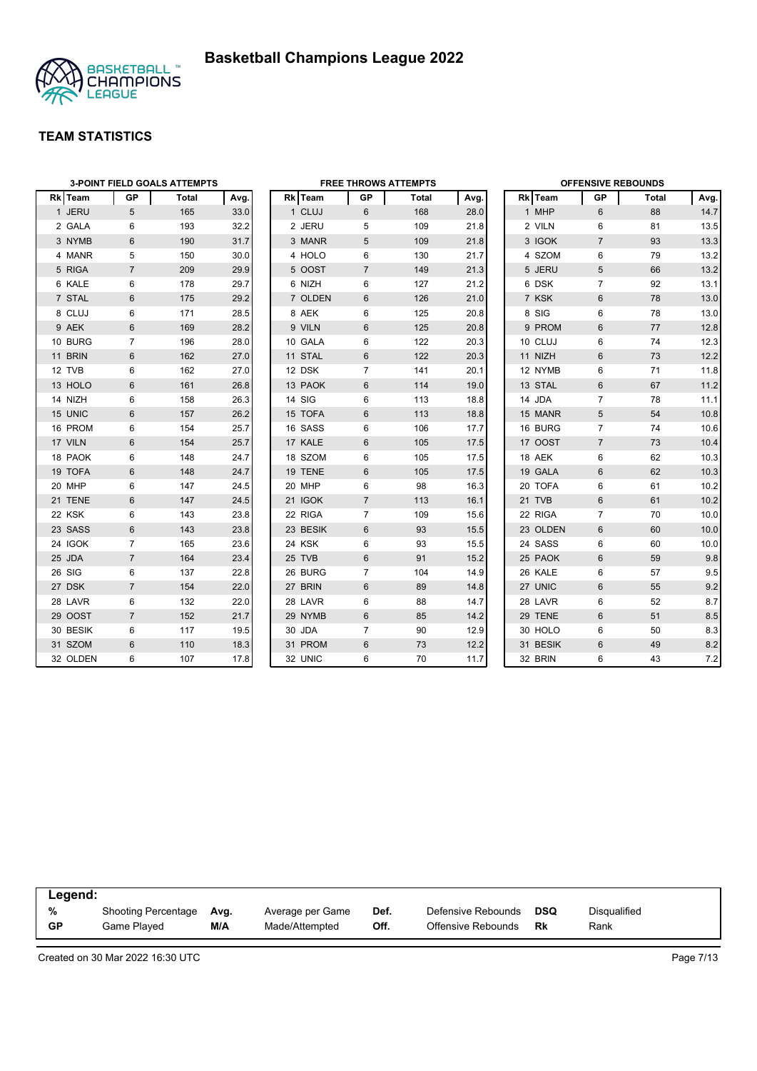# Basketball Champions League 2022

## TEAM STATISTICS

### 3-POINT FIELD GOALS ATTEMPTS

| Rk | Team | GP | Total | Avg. |
|---|---|---|---|---|
| 1 | JERU | 5 | 165 | 33.0 |
| 2 | GALA | 6 | 193 | 32.2 |
| 3 | NYMB | 6 | 190 | 31.7 |
| 4 | MANR | 5 | 150 | 30.0 |
| 5 | RIGA | 7 | 209 | 29.9 |
| 6 | KALE | 6 | 178 | 29.7 |
| 7 | STAL | 6 | 175 | 29.2 |
| 8 | CLUJ | 6 | 171 | 28.5 |
| 9 | AEK | 6 | 169 | 28.2 |
| 10 | BURG | 7 | 196 | 28.0 |
| 11 | BRIN | 6 | 162 | 27.0 |
| 12 | TVB | 6 | 162 | 27.0 |
| 13 | HOLO | 6 | 161 | 26.8 |
| 14 | NIZH | 6 | 158 | 26.3 |
| 15 | UNIC | 6 | 157 | 26.2 |
| 16 | PROM | 6 | 154 | 25.7 |
| 17 | VILN | 6 | 154 | 25.7 |
| 18 | PAOK | 6 | 148 | 24.7 |
| 19 | TOFA | 6 | 148 | 24.7 |
| 20 | MHP | 6 | 147 | 24.5 |
| 21 | TENE | 6 | 147 | 24.5 |
| 22 | KSK | 6 | 143 | 23.8 |
| 23 | SASS | 6 | 143 | 23.8 |
| 24 | IGOK | 7 | 165 | 23.6 |
| 25 | JDA | 7 | 164 | 23.4 |
| 26 | SIG | 6 | 137 | 22.8 |
| 27 | DSK | 7 | 154 | 22.0 |
| 28 | LAVR | 6 | 132 | 22.0 |
| 29 | OOST | 7 | 152 | 21.7 |
| 30 | BESIK | 6 | 117 | 19.5 |
| 31 | SZOM | 6 | 110 | 18.3 |
| 32 | OLDEN | 6 | 107 | 17.8 |

### FREE THROWS ATTEMPTS

| Rk | Team | GP | Total | Avg. |
|---|---|---|---|---|
| 1 | CLUJ | 6 | 168 | 28.0 |
| 2 | JERU | 5 | 109 | 21.8 |
| 3 | MANR | 5 | 109 | 21.8 |
| 4 | HOLO | 6 | 130 | 21.7 |
| 5 | OOST | 7 | 149 | 21.3 |
| 6 | NIZH | 6 | 127 | 21.2 |
| 7 | OLDEN | 6 | 126 | 21.0 |
| 8 | AEK | 6 | 125 | 20.8 |
| 9 | VILN | 6 | 125 | 20.8 |
| 10 | GALA | 6 | 122 | 20.3 |
| 11 | STAL | 6 | 122 | 20.3 |
| 12 | DSK | 7 | 141 | 20.1 |
| 13 | PAOK | 6 | 114 | 19.0 |
| 14 | SIG | 6 | 113 | 18.8 |
| 15 | TOFA | 6 | 113 | 18.8 |
| 16 | SASS | 6 | 106 | 17.7 |
| 17 | KALE | 6 | 105 | 17.5 |
| 18 | SZOM | 6 | 105 | 17.5 |
| 19 | TENE | 6 | 105 | 17.5 |
| 20 | MHP | 6 | 98 | 16.3 |
| 21 | IGOK | 7 | 113 | 16.1 |
| 22 | RIGA | 7 | 109 | 15.6 |
| 23 | BESIK | 6 | 93 | 15.5 |
| 24 | KSK | 6 | 93 | 15.5 |
| 25 | TVB | 6 | 91 | 15.2 |
| 26 | BURG | 7 | 104 | 14.9 |
| 27 | BRIN | 6 | 89 | 14.8 |
| 28 | LAVR | 6 | 88 | 14.7 |
| 29 | NYMB | 6 | 85 | 14.2 |
| 30 | JDA | 7 | 90 | 12.9 |
| 31 | PROM | 6 | 73 | 12.2 |
| 32 | UNIC | 6 | 70 | 11.7 |

### OFFENSIVE REBOUNDS

| Rk | Team | GP | Total | Avg. |
|---|---|---|---|---|
| 1 | MHP | 6 | 88 | 14.7 |
| 2 | VILN | 6 | 81 | 13.5 |
| 3 | IGOK | 7 | 93 | 13.3 |
| 4 | SZOM | 6 | 79 | 13.2 |
| 5 | JERU | 5 | 66 | 13.2 |
| 6 | DSK | 7 | 92 | 13.1 |
| 7 | KSK | 6 | 78 | 13.0 |
| 8 | SIG | 6 | 78 | 13.0 |
| 9 | PROM | 6 | 77 | 12.8 |
| 10 | CLUJ | 6 | 74 | 12.3 |
| 11 | NIZH | 6 | 73 | 12.2 |
| 12 | NYMB | 6 | 71 | 11.8 |
| 13 | STAL | 6 | 67 | 11.2 |
| 14 | JDA | 7 | 78 | 11.1 |
| 15 | MANR | 5 | 54 | 10.8 |
| 16 | BURG | 7 | 74 | 10.6 |
| 17 | OOST | 7 | 73 | 10.4 |
| 18 | AEK | 6 | 62 | 10.3 |
| 19 | GALA | 6 | 62 | 10.3 |
| 20 | TOFA | 6 | 61 | 10.2 |
| 21 | TVB | 6 | 61 | 10.2 |
| 22 | RIGA | 7 | 70 | 10.0 |
| 23 | OLDEN | 6 | 60 | 10.0 |
| 24 | SASS | 6 | 60 | 10.0 |
| 25 | PAOK | 6 | 59 | 9.8 |
| 26 | KALE | 6 | 57 | 9.5 |
| 27 | UNIC | 6 | 55 | 9.2 |
| 28 | LAVR | 6 | 52 | 8.7 |
| 29 | TENE | 6 | 51 | 8.5 |
| 30 | HOLO | 6 | 50 | 8.3 |
| 31 | BESIK | 6 | 49 | 8.2 |
| 32 | BRIN | 6 | 43 | 7.2 |

**Legend:**

| | | | | | | | |
|---|---|---|---|---|---|---|---|
| **%** | Shooting Percentage | **Avg.** | Average per Game | **Def.** | Defensive Rebounds | **DSQ** | Disqualified |
| **GP** | Game Played | **M/A** | Made/Attempted | **Off.** | Offensive Rebounds | **Rk** | Rank |

Created on 30 Mar 2022 16:30 UTC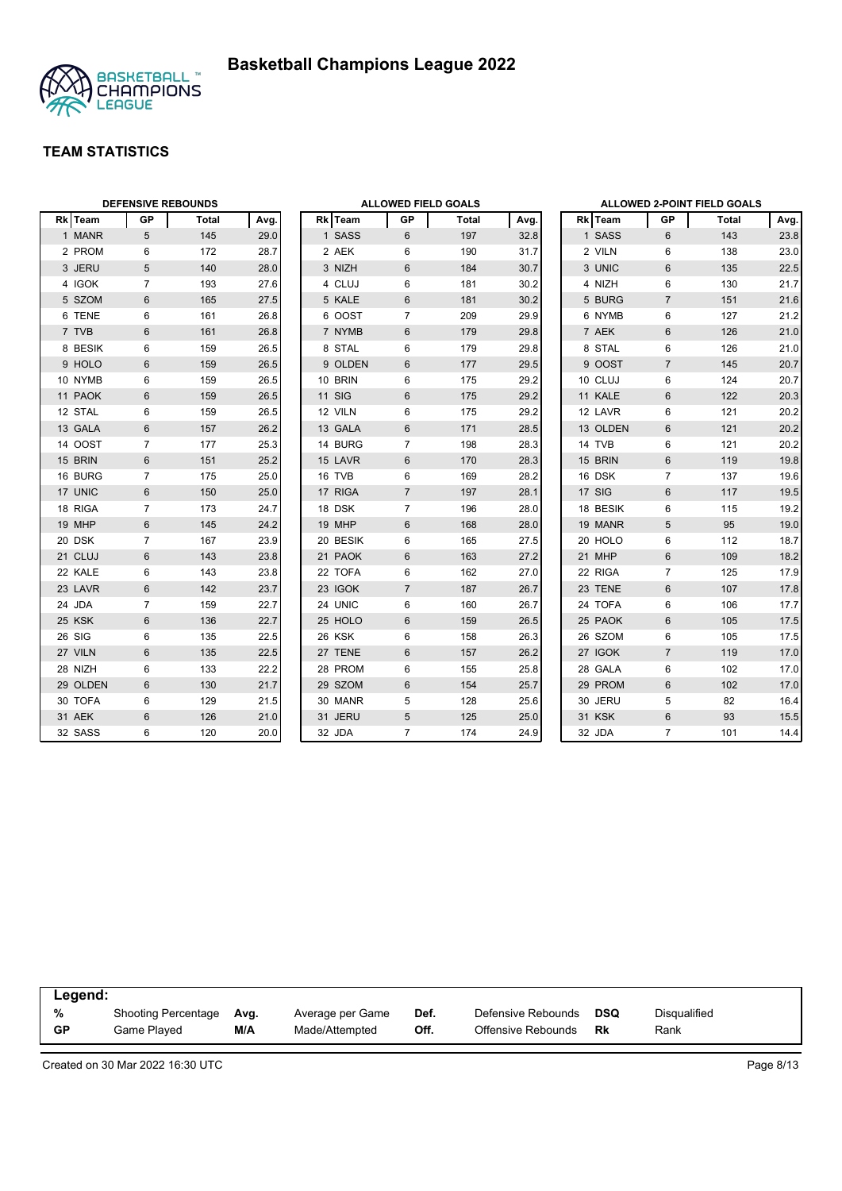# Basketball Champions League 2022

## TEAM STATISTICS

### DEFENSIVE REBOUNDS

| Rk | Team | GP | Total | Avg. |
|---|---|---|---|---|
| 1 | MANR | 5 | 145 | 29.0 |
| 2 | PROM | 6 | 172 | 28.7 |
| 3 | JERU | 5 | 140 | 28.0 |
| 4 | IGOK | 7 | 193 | 27.6 |
| 5 | SZOM | 6 | 165 | 27.5 |
| 6 | TENE | 6 | 161 | 26.8 |
| 7 | TVB | 6 | 161 | 26.8 |
| 8 | BESIK | 6 | 159 | 26.5 |
| 9 | HOLO | 6 | 159 | 26.5 |
| 10 | NYMB | 6 | 159 | 26.5 |
| 11 | PAOK | 6 | 159 | 26.5 |
| 12 | STAL | 6 | 159 | 26.5 |
| 13 | GALA | 6 | 157 | 26.2 |
| 14 | OOST | 7 | 177 | 25.3 |
| 15 | BRIN | 6 | 151 | 25.2 |
| 16 | BURG | 7 | 175 | 25.0 |
| 17 | UNIC | 6 | 150 | 25.0 |
| 18 | RIGA | 7 | 173 | 24.7 |
| 19 | MHP | 6 | 145 | 24.2 |
| 20 | DSK | 7 | 167 | 23.9 |
| 21 | CLUJ | 6 | 143 | 23.8 |
| 22 | KALE | 6 | 143 | 23.8 |
| 23 | LAVR | 6 | 142 | 23.7 |
| 24 | JDA | 7 | 159 | 22.7 |
| 25 | KSK | 6 | 136 | 22.7 |
| 26 | SIG | 6 | 135 | 22.5 |
| 27 | VILN | 6 | 135 | 22.5 |
| 28 | NIZH | 6 | 133 | 22.2 |
| 29 | OLDEN | 6 | 130 | 21.7 |
| 30 | TOFA | 6 | 129 | 21.5 |
| 31 | AEK | 6 | 126 | 21.0 |
| 32 | SASS | 6 | 120 | 20.0 |

### ALLOWED FIELD GOALS

| Rk | Team | GP | Total | Avg. |
|---|---|---|---|---|
| 1 | SASS | 6 | 197 | 32.8 |
| 2 | AEK | 6 | 190 | 31.7 |
| 3 | NIZH | 6 | 184 | 30.7 |
| 4 | CLUJ | 6 | 181 | 30.2 |
| 5 | KALE | 6 | 181 | 30.2 |
| 6 | OOST | 7 | 209 | 29.9 |
| 7 | NYMB | 6 | 179 | 29.8 |
| 8 | STAL | 6 | 179 | 29.8 |
| 9 | OLDEN | 6 | 177 | 29.5 |
| 10 | BRIN | 6 | 175 | 29.2 |
| 11 | SIG | 6 | 175 | 29.2 |
| 12 | VILN | 6 | 175 | 29.2 |
| 13 | GALA | 6 | 171 | 28.5 |
| 14 | BURG | 7 | 198 | 28.3 |
| 15 | LAVR | 6 | 170 | 28.3 |
| 16 | TVB | 6 | 169 | 28.2 |
| 17 | RIGA | 7 | 197 | 28.1 |
| 18 | DSK | 7 | 196 | 28.0 |
| 19 | MHP | 6 | 168 | 28.0 |
| 20 | BESIK | 6 | 165 | 27.5 |
| 21 | PAOK | 6 | 163 | 27.2 |
| 22 | TOFA | 6 | 162 | 27.0 |
| 23 | IGOK | 7 | 187 | 26.7 |
| 24 | UNIC | 6 | 160 | 26.7 |
| 25 | HOLO | 6 | 159 | 26.5 |
| 26 | KSK | 6 | 158 | 26.3 |
| 27 | TENE | 6 | 157 | 26.2 |
| 28 | PROM | 6 | 155 | 25.8 |
| 29 | SZOM | 6 | 154 | 25.7 |
| 30 | MANR | 5 | 128 | 25.6 |
| 31 | JERU | 5 | 125 | 25.0 |
| 32 | JDA | 7 | 174 | 24.9 |

### ALLOWED 2-POINT FIELD GOALS

| Rk | Team | GP | Total | Avg. |
|---|---|---|---|---|
| 1 | SASS | 6 | 143 | 23.8 |
| 2 | VILN | 6 | 138 | 23.0 |
| 3 | UNIC | 6 | 135 | 22.5 |
| 4 | NIZH | 6 | 130 | 21.7 |
| 5 | BURG | 7 | 151 | 21.6 |
| 6 | NYMB | 6 | 127 | 21.2 |
| 7 | AEK | 6 | 126 | 21.0 |
| 8 | STAL | 6 | 126 | 21.0 |
| 9 | OOST | 7 | 145 | 20.7 |
| 10 | CLUJ | 6 | 124 | 20.7 |
| 11 | KALE | 6 | 122 | 20.3 |
| 12 | LAVR | 6 | 121 | 20.2 |
| 13 | OLDEN | 6 | 121 | 20.2 |
| 14 | TVB | 6 | 121 | 20.2 |
| 15 | BRIN | 6 | 119 | 19.8 |
| 16 | DSK | 7 | 137 | 19.6 |
| 17 | SIG | 6 | 117 | 19.5 |
| 18 | BESIK | 6 | 115 | 19.2 |
| 19 | MANR | 5 | 95 | 19.0 |
| 20 | HOLO | 6 | 112 | 18.7 |
| 21 | MHP | 6 | 109 | 18.2 |
| 22 | RIGA | 7 | 125 | 17.9 |
| 23 | TENE | 6 | 107 | 17.8 |
| 24 | TOFA | 6 | 106 | 17.7 |
| 25 | PAOK | 6 | 105 | 17.5 |
| 26 | SZOM | 6 | 105 | 17.5 |
| 27 | IGOK | 7 | 119 | 17.0 |
| 28 | GALA | 6 | 102 | 17.0 |
| 29 | PROM | 6 | 102 | 17.0 |
| 30 | JERU | 5 | 82 | 16.4 |
| 31 | KSK | 6 | 93 | 15.5 |
| 32 | JDA | 7 | 101 | 14.4 |

**Legend:**

| | | | | | | | |
|---|---|---|---|---|---|---|---|
| **%** | Shooting Percentage | **Avg.** | Average per Game | **Def.** | Defensive Rebounds | **DSQ** | Disqualified |
| **GP** | Game Played | **M/A** | Made/Attempted | **Off.** | Offensive Rebounds | **Rk** | Rank |

Created on 30 Mar 2022 16:30 UTC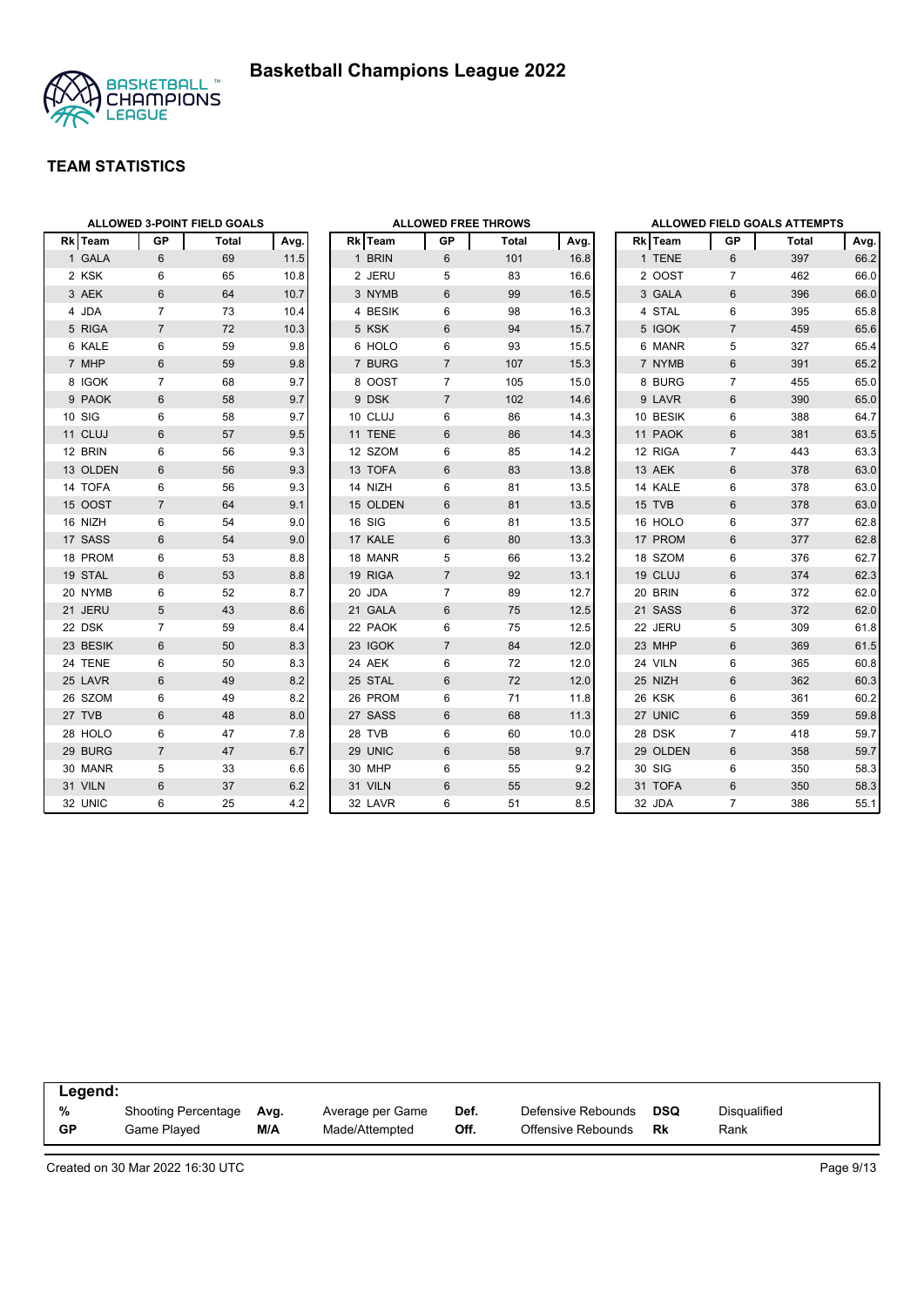# Basketball Champions League 2022

## TEAM STATISTICS

### ALLOWED 3-POINT FIELD GOALS

| Rk | Team | GP | Total | Avg. |
|---|---|---|---|---|
| 1 | GALA | 6 | 69 | 11.5 |
| 2 | KSK | 6 | 65 | 10.8 |
| 3 | AEK | 6 | 64 | 10.7 |
| 4 | JDA | 7 | 73 | 10.4 |
| 5 | RIGA | 7 | 72 | 10.3 |
| 6 | KALE | 6 | 59 | 9.8 |
| 7 | MHP | 6 | 59 | 9.8 |
| 8 | IGOK | 7 | 68 | 9.7 |
| 9 | PAOK | 6 | 58 | 9.7 |
| 10 | SIG | 6 | 58 | 9.7 |
| 11 | CLUJ | 6 | 57 | 9.5 |
| 12 | BRIN | 6 | 56 | 9.3 |
| 13 | OLDEN | 6 | 56 | 9.3 |
| 14 | TOFA | 6 | 56 | 9.3 |
| 15 | OOST | 7 | 64 | 9.1 |
| 16 | NIZH | 6 | 54 | 9.0 |
| 17 | SASS | 6 | 54 | 9.0 |
| 18 | PROM | 6 | 53 | 8.8 |
| 19 | STAL | 6 | 53 | 8.8 |
| 20 | NYMB | 6 | 52 | 8.7 |
| 21 | JERU | 5 | 43 | 8.6 |
| 22 | DSK | 7 | 59 | 8.4 |
| 23 | BESIK | 6 | 50 | 8.3 |
| 24 | TENE | 6 | 50 | 8.3 |
| 25 | LAVR | 6 | 49 | 8.2 |
| 26 | SZOM | 6 | 49 | 8.2 |
| 27 | TVB | 6 | 48 | 8.0 |
| 28 | HOLO | 6 | 47 | 7.8 |
| 29 | BURG | 7 | 47 | 6.7 |
| 30 | MANR | 5 | 33 | 6.6 |
| 31 | VILN | 6 | 37 | 6.2 |
| 32 | UNIC | 6 | 25 | 4.2 |

### ALLOWED FREE THROWS

| Rk | Team | GP | Total | Avg. |
|---|---|---|---|---|
| 1 | BRIN | 6 | 101 | 16.8 |
| 2 | JERU | 5 | 83 | 16.6 |
| 3 | NYMB | 6 | 99 | 16.5 |
| 4 | BESIK | 6 | 98 | 16.3 |
| 5 | KSK | 6 | 94 | 15.7 |
| 6 | HOLO | 6 | 93 | 15.5 |
| 7 | BURG | 7 | 107 | 15.3 |
| 8 | OOST | 7 | 105 | 15.0 |
| 9 | DSK | 7 | 102 | 14.6 |
| 10 | CLUJ | 6 | 86 | 14.3 |
| 11 | TENE | 6 | 86 | 14.3 |
| 12 | SZOM | 6 | 85 | 14.2 |
| 13 | TOFA | 6 | 83 | 13.8 |
| 14 | NIZH | 6 | 81 | 13.5 |
| 15 | OLDEN | 6 | 81 | 13.5 |
| 16 | SIG | 6 | 81 | 13.5 |
| 17 | KALE | 6 | 80 | 13.3 |
| 18 | MANR | 5 | 66 | 13.2 |
| 19 | RIGA | 7 | 92 | 13.1 |
| 20 | JDA | 7 | 89 | 12.7 |
| 21 | GALA | 6 | 75 | 12.5 |
| 22 | PAOK | 6 | 75 | 12.5 |
| 23 | IGOK | 7 | 84 | 12.0 |
| 24 | AEK | 6 | 72 | 12.0 |
| 25 | STAL | 6 | 72 | 12.0 |
| 26 | PROM | 6 | 71 | 11.8 |
| 27 | SASS | 6 | 68 | 11.3 |
| 28 | TVB | 6 | 60 | 10.0 |
| 29 | UNIC | 6 | 58 | 9.7 |
| 30 | MHP | 6 | 55 | 9.2 |
| 31 | VILN | 6 | 55 | 9.2 |
| 32 | LAVR | 6 | 51 | 8.5 |

### ALLOWED FIELD GOALS ATTEMPTS

| Rk | Team | GP | Total | Avg. |
|---|---|---|---|---|
| 1 | TENE | 6 | 397 | 66.2 |
| 2 | OOST | 7 | 462 | 66.0 |
| 3 | GALA | 6 | 396 | 66.0 |
| 4 | STAL | 6 | 395 | 65.8 |
| 5 | IGOK | 7 | 459 | 65.6 |
| 6 | MANR | 5 | 327 | 65.4 |
| 7 | NYMB | 6 | 391 | 65.2 |
| 8 | BURG | 7 | 455 | 65.0 |
| 9 | LAVR | 6 | 390 | 65.0 |
| 10 | BESIK | 6 | 388 | 64.7 |
| 11 | PAOK | 6 | 381 | 63.5 |
| 12 | RIGA | 7 | 443 | 63.3 |
| 13 | AEK | 6 | 378 | 63.0 |
| 14 | KALE | 6 | 378 | 63.0 |
| 15 | TVB | 6 | 378 | 63.0 |
| 16 | HOLO | 6 | 377 | 62.8 |
| 17 | PROM | 6 | 377 | 62.8 |
| 18 | SZOM | 6 | 376 | 62.7 |
| 19 | CLUJ | 6 | 374 | 62.3 |
| 20 | BRIN | 6 | 372 | 62.0 |
| 21 | SASS | 6 | 372 | 62.0 |
| 22 | JERU | 5 | 309 | 61.8 |
| 23 | MHP | 6 | 369 | 61.5 |
| 24 | VILN | 6 | 365 | 60.8 |
| 25 | NIZH | 6 | 362 | 60.3 |
| 26 | KSK | 6 | 361 | 60.2 |
| 27 | UNIC | 6 | 359 | 59.8 |
| 28 | DSK | 7 | 418 | 59.7 |
| 29 | OLDEN | 6 | 358 | 59.7 |
| 30 | SIG | 6 | 350 | 58.3 |
| 31 | TOFA | 6 | 350 | 58.3 |
| 32 | JDA | 7 | 386 | 55.1 |

**Legend:**

| | | | | | | | |
|---|---|---|---|---|---|---|---|
| **%** | Shooting Percentage | **Avg.** | Average per Game | **Def.** | Defensive Rebounds | **DSQ** | Disqualified |
| **GP** | Game Played | **M/A** | Made/Attempted | **Off.** | Offensive Rebounds | **Rk** | Rank |

Created on 30 Mar 2022 16:30 UTC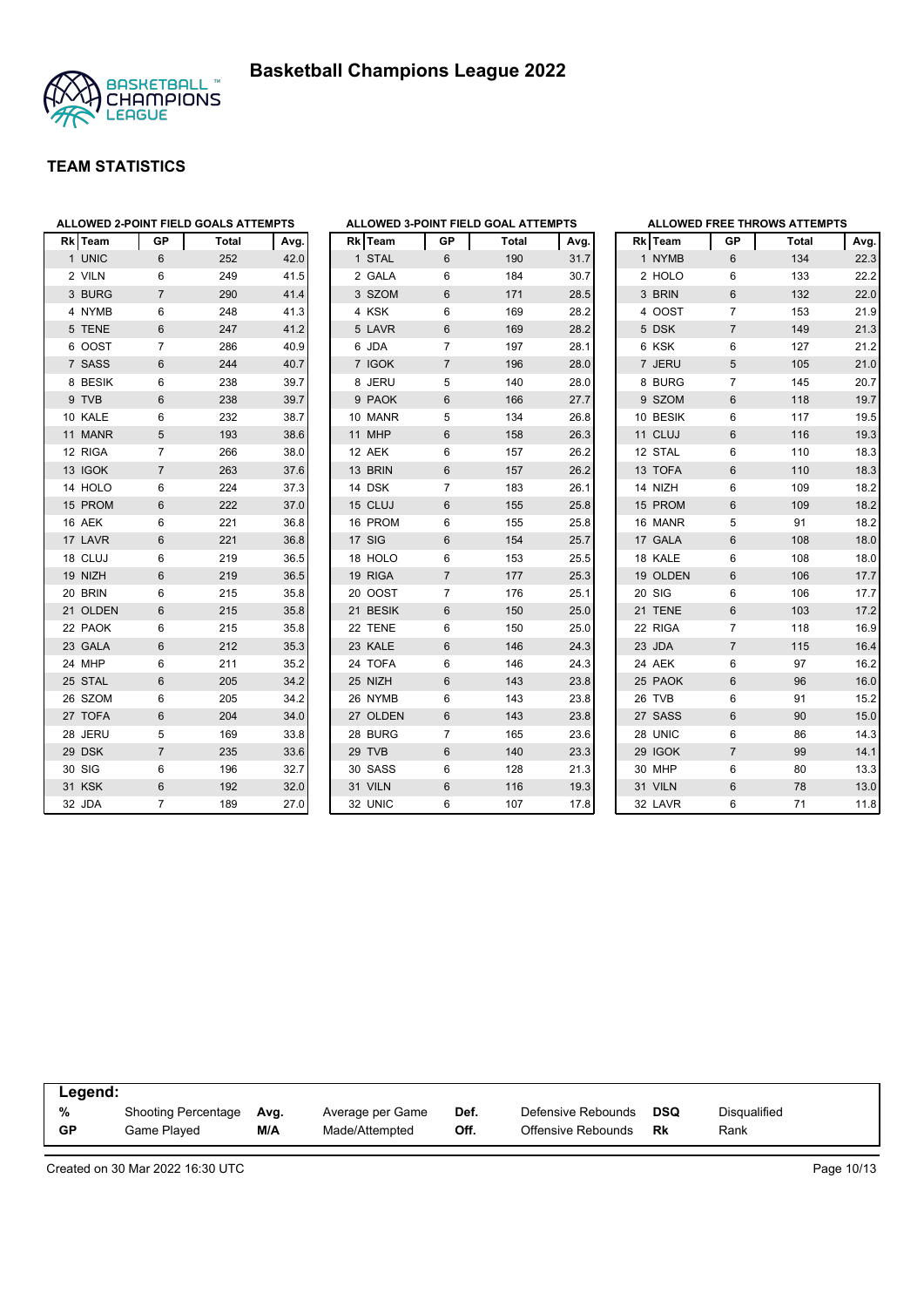# Basketball Champions League 2022

## TEAM STATISTICS

### ALLOWED 2-POINT FIELD GOALS ATTEMPTS

| Rk | Team | GP | Total | Avg. |
|---|---|---|---|---|
| 1 | UNIC | 6 | 252 | 42.0 |
| 2 | VILN | 6 | 249 | 41.5 |
| 3 | BURG | 7 | 290 | 41.4 |
| 4 | NYMB | 6 | 248 | 41.3 |
| 5 | TENE | 6 | 247 | 41.2 |
| 6 | OOST | 7 | 286 | 40.9 |
| 7 | SASS | 6 | 244 | 40.7 |
| 8 | BESIK | 6 | 238 | 39.7 |
| 9 | TVB | 6 | 238 | 39.7 |
| 10 | KALE | 6 | 232 | 38.7 |
| 11 | MANR | 5 | 193 | 38.6 |
| 12 | RIGA | 7 | 266 | 38.0 |
| 13 | IGOK | 7 | 263 | 37.6 |
| 14 | HOLO | 6 | 224 | 37.3 |
| 15 | PROM | 6 | 222 | 37.0 |
| 16 | AEK | 6 | 221 | 36.8 |
| 17 | LAVR | 6 | 221 | 36.8 |
| 18 | CLUJ | 6 | 219 | 36.5 |
| 19 | NIZH | 6 | 219 | 36.5 |
| 20 | BRIN | 6 | 215 | 35.8 |
| 21 | OLDEN | 6 | 215 | 35.8 |
| 22 | PAOK | 6 | 215 | 35.8 |
| 23 | GALA | 6 | 212 | 35.3 |
| 24 | MHP | 6 | 211 | 35.2 |
| 25 | STAL | 6 | 205 | 34.2 |
| 26 | SZOM | 6 | 205 | 34.2 |
| 27 | TOFA | 6 | 204 | 34.0 |
| 28 | JERU | 5 | 169 | 33.8 |
| 29 | DSK | 7 | 235 | 33.6 |
| 30 | SIG | 6 | 196 | 32.7 |
| 31 | KSK | 6 | 192 | 32.0 |
| 32 | JDA | 7 | 189 | 27.0 |

### ALLOWED 3-POINT FIELD GOAL ATTEMPTS

| Rk | Team | GP | Total | Avg. |
|---|---|---|---|---|
| 1 | STAL | 6 | 190 | 31.7 |
| 2 | GALA | 6 | 184 | 30.7 |
| 3 | SZOM | 6 | 171 | 28.5 |
| 4 | KSK | 6 | 169 | 28.2 |
| 5 | LAVR | 6 | 169 | 28.2 |
| 6 | JDA | 7 | 197 | 28.1 |
| 7 | IGOK | 7 | 196 | 28.0 |
| 8 | JERU | 5 | 140 | 28.0 |
| 9 | PAOK | 6 | 166 | 27.7 |
| 10 | MANR | 5 | 134 | 26.8 |
| 11 | MHP | 6 | 158 | 26.3 |
| 12 | AEK | 6 | 157 | 26.2 |
| 13 | BRIN | 6 | 157 | 26.2 |
| 14 | DSK | 7 | 183 | 26.1 |
| 15 | CLUJ | 6 | 155 | 25.8 |
| 16 | PROM | 6 | 155 | 25.8 |
| 17 | SIG | 6 | 154 | 25.7 |
| 18 | HOLO | 6 | 153 | 25.5 |
| 19 | RIGA | 7 | 177 | 25.3 |
| 20 | OOST | 7 | 176 | 25.1 |
| 21 | BESIK | 6 | 150 | 25.0 |
| 22 | TENE | 6 | 150 | 25.0 |
| 23 | KALE | 6 | 146 | 24.3 |
| 24 | TOFA | 6 | 146 | 24.3 |
| 25 | NIZH | 6 | 143 | 23.8 |
| 26 | NYMB | 6 | 143 | 23.8 |
| 27 | OLDEN | 6 | 143 | 23.8 |
| 28 | BURG | 7 | 165 | 23.6 |
| 29 | TVB | 6 | 140 | 23.3 |
| 30 | SASS | 6 | 128 | 21.3 |
| 31 | VILN | 6 | 116 | 19.3 |
| 32 | UNIC | 6 | 107 | 17.8 |

### ALLOWED FREE THROWS ATTEMPTS

| Rk | Team | GP | Total | Avg. |
|---|---|---|---|---|
| 1 | NYMB | 6 | 134 | 22.3 |
| 2 | HOLO | 6 | 133 | 22.2 |
| 3 | BRIN | 6 | 132 | 22.0 |
| 4 | OOST | 7 | 153 | 21.9 |
| 5 | DSK | 7 | 149 | 21.3 |
| 6 | KSK | 6 | 127 | 21.2 |
| 7 | JERU | 5 | 105 | 21.0 |
| 8 | BURG | 7 | 145 | 20.7 |
| 9 | SZOM | 6 | 118 | 19.7 |
| 10 | BESIK | 6 | 117 | 19.5 |
| 11 | CLUJ | 6 | 116 | 19.3 |
| 12 | STAL | 6 | 110 | 18.3 |
| 13 | TOFA | 6 | 110 | 18.3 |
| 14 | NIZH | 6 | 109 | 18.2 |
| 15 | PROM | 6 | 109 | 18.2 |
| 16 | MANR | 5 | 91 | 18.2 |
| 17 | GALA | 6 | 108 | 18.0 |
| 18 | KALE | 6 | 108 | 18.0 |
| 19 | OLDEN | 6 | 106 | 17.7 |
| 20 | SIG | 6 | 106 | 17.7 |
| 21 | TENE | 6 | 103 | 17.2 |
| 22 | RIGA | 7 | 118 | 16.9 |
| 23 | JDA | 7 | 115 | 16.4 |
| 24 | AEK | 6 | 97 | 16.2 |
| 25 | PAOK | 6 | 96 | 16.0 |
| 26 | TVB | 6 | 91 | 15.2 |
| 27 | SASS | 6 | 90 | 15.0 |
| 28 | UNIC | 6 | 86 | 14.3 |
| 29 | IGOK | 7 | 99 | 14.1 |
| 30 | MHP | 6 | 80 | 13.3 |
| 31 | VILN | 6 | 78 | 13.0 |
| 32 | LAVR | 6 | 71 | 11.8 |

**Legend:**

| | | | | | | | |
|---|---|---|---|---|---|---|---|
| % | Shooting Percentage | Avg. | Average per Game | Def. | Defensive Rebounds | DSQ | Disqualified |
| GP | Game Played | M/A | Made/Attempted | Off. | Offensive Rebounds | Rk | Rank |

Created on 30 Mar 2022 16:30 UTC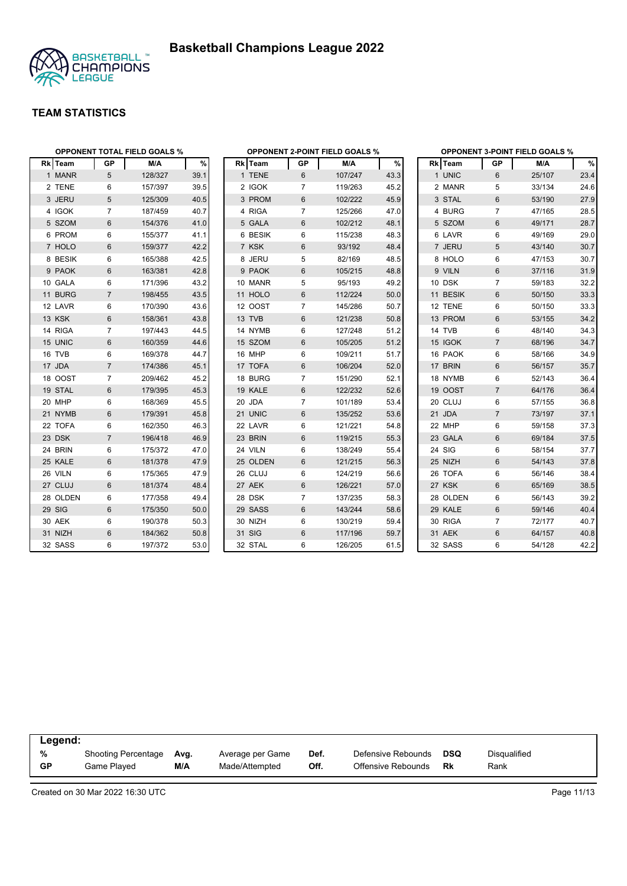# Basketball Champions League 2022

## TEAM STATISTICS

### OPPONENT TOTAL FIELD GOALS %

| Rk | Team | GP | M/A | % |
|---|---|---|---|---|
| 1 | MANR | 5 | 128/327 | 39.1 |
| 2 | TENE | 6 | 157/397 | 39.5 |
| 3 | JERU | 5 | 125/309 | 40.5 |
| 4 | IGOK | 7 | 187/459 | 40.7 |
| 5 | SZOM | 6 | 154/376 | 41.0 |
| 6 | PROM | 6 | 155/377 | 41.1 |
| 7 | HOLO | 6 | 159/377 | 42.2 |
| 8 | BESIK | 6 | 165/388 | 42.5 |
| 9 | PAOK | 6 | 163/381 | 42.8 |
| 10 | GALA | 6 | 171/396 | 43.2 |
| 11 | BURG | 7 | 198/455 | 43.5 |
| 12 | LAVR | 6 | 170/390 | 43.6 |
| 13 | KSK | 6 | 158/361 | 43.8 |
| 14 | RIGA | 7 | 197/443 | 44.5 |
| 15 | UNIC | 6 | 160/359 | 44.6 |
| 16 | TVB | 6 | 169/378 | 44.7 |
| 17 | JDA | 7 | 174/386 | 45.1 |
| 18 | OOST | 7 | 209/462 | 45.2 |
| 19 | STAL | 6 | 179/395 | 45.3 |
| 20 | MHP | 6 | 168/369 | 45.5 |
| 21 | NYMB | 6 | 179/391 | 45.8 |
| 22 | TOFA | 6 | 162/350 | 46.3 |
| 23 | DSK | 7 | 196/418 | 46.9 |
| 24 | BRIN | 6 | 175/372 | 47.0 |
| 25 | KALE | 6 | 181/378 | 47.9 |
| 26 | VILN | 6 | 175/365 | 47.9 |
| 27 | CLUJ | 6 | 181/374 | 48.4 |
| 28 | OLDEN | 6 | 177/358 | 49.4 |
| 29 | SIG | 6 | 175/350 | 50.0 |
| 30 | AEK | 6 | 190/378 | 50.3 |
| 31 | NIZH | 6 | 184/362 | 50.8 |
| 32 | SASS | 6 | 197/372 | 53.0 |

### OPPONENT 2-POINT FIELD GOALS %

| Rk | Team | GP | M/A | % |
|---|---|---|---|---|
| 1 | TENE | 6 | 107/247 | 43.3 |
| 2 | IGOK | 7 | 119/263 | 45.2 |
| 3 | PROM | 6 | 102/222 | 45.9 |
| 4 | RIGA | 7 | 125/266 | 47.0 |
| 5 | GALA | 6 | 102/212 | 48.1 |
| 6 | BESIK | 6 | 115/238 | 48.3 |
| 7 | KSK | 6 | 93/192 | 48.4 |
| 8 | JERU | 5 | 82/169 | 48.5 |
| 9 | PAOK | 6 | 105/215 | 48.8 |
| 10 | MANR | 5 | 95/193 | 49.2 |
| 11 | HOLO | 6 | 112/224 | 50.0 |
| 12 | OOST | 7 | 145/286 | 50.7 |
| 13 | TVB | 6 | 121/238 | 50.8 |
| 14 | NYMB | 6 | 127/248 | 51.2 |
| 15 | SZOM | 6 | 105/205 | 51.2 |
| 16 | MHP | 6 | 109/211 | 51.7 |
| 17 | TOFA | 6 | 106/204 | 52.0 |
| 18 | BURG | 7 | 151/290 | 52.1 |
| 19 | KALE | 6 | 122/232 | 52.6 |
| 20 | JDA | 7 | 101/189 | 53.4 |
| 21 | UNIC | 6 | 135/252 | 53.6 |
| 22 | LAVR | 6 | 121/221 | 54.8 |
| 23 | BRIN | 6 | 119/215 | 55.3 |
| 24 | VILN | 6 | 138/249 | 55.4 |
| 25 | OLDEN | 6 | 121/215 | 56.3 |
| 26 | CLUJ | 6 | 124/219 | 56.6 |
| 27 | AEK | 6 | 126/221 | 57.0 |
| 28 | DSK | 7 | 137/235 | 58.3 |
| 29 | SASS | 6 | 143/244 | 58.6 |
| 30 | NIZH | 6 | 130/219 | 59.4 |
| 31 | SIG | 6 | 117/196 | 59.7 |
| 32 | STAL | 6 | 126/205 | 61.5 |

### OPPONENT 3-POINT FIELD GOALS %

| Rk | Team | GP | M/A | % |
|---|---|---|---|---|
| 1 | UNIC | 6 | 25/107 | 23.4 |
| 2 | MANR | 5 | 33/134 | 24.6 |
| 3 | STAL | 6 | 53/190 | 27.9 |
| 4 | BURG | 7 | 47/165 | 28.5 |
| 5 | SZOM | 6 | 49/171 | 28.7 |
| 6 | LAVR | 6 | 49/169 | 29.0 |
| 7 | JERU | 5 | 43/140 | 30.7 |
| 8 | HOLO | 6 | 47/153 | 30.7 |
| 9 | VILN | 6 | 37/116 | 31.9 |
| 10 | DSK | 7 | 59/183 | 32.2 |
| 11 | BESIK | 6 | 50/150 | 33.3 |
| 12 | TENE | 6 | 50/150 | 33.3 |
| 13 | PROM | 6 | 53/155 | 34.2 |
| 14 | TVB | 6 | 48/140 | 34.3 |
| 15 | IGOK | 7 | 68/196 | 34.7 |
| 16 | PAOK | 6 | 58/166 | 34.9 |
| 17 | BRIN | 6 | 56/157 | 35.7 |
| 18 | NYMB | 6 | 52/143 | 36.4 |
| 19 | OOST | 7 | 64/176 | 36.4 |
| 20 | CLUJ | 6 | 57/155 | 36.8 |
| 21 | JDA | 7 | 73/197 | 37.1 |
| 22 | MHP | 6 | 59/158 | 37.3 |
| 23 | GALA | 6 | 69/184 | 37.5 |
| 24 | SIG | 6 | 58/154 | 37.7 |
| 25 | NIZH | 6 | 54/143 | 37.8 |
| 26 | TOFA | 6 | 56/146 | 38.4 |
| 27 | KSK | 6 | 65/169 | 38.5 |
| 28 | OLDEN | 6 | 56/143 | 39.2 |
| 29 | KALE | 6 | 59/146 | 40.4 |
| 30 | RIGA | 7 | 72/177 | 40.7 |
| 31 | AEK | 6 | 64/157 | 40.8 |
| 32 | SASS | 6 | 54/128 | 42.2 |

**Legend:**

| | | | | | | | |
|---|---|---|---|---|---|---|---|
| **%** | Shooting Percentage | **Avg.** | Average per Game | **Def.** | Defensive Rebounds | **DSQ** | Disqualified |
| **GP** | Game Played | **M/A** | Made/Attempted | **Off.** | Offensive Rebounds | **Rk** | Rank |

Created on 30 Mar 2022 16:30 UTC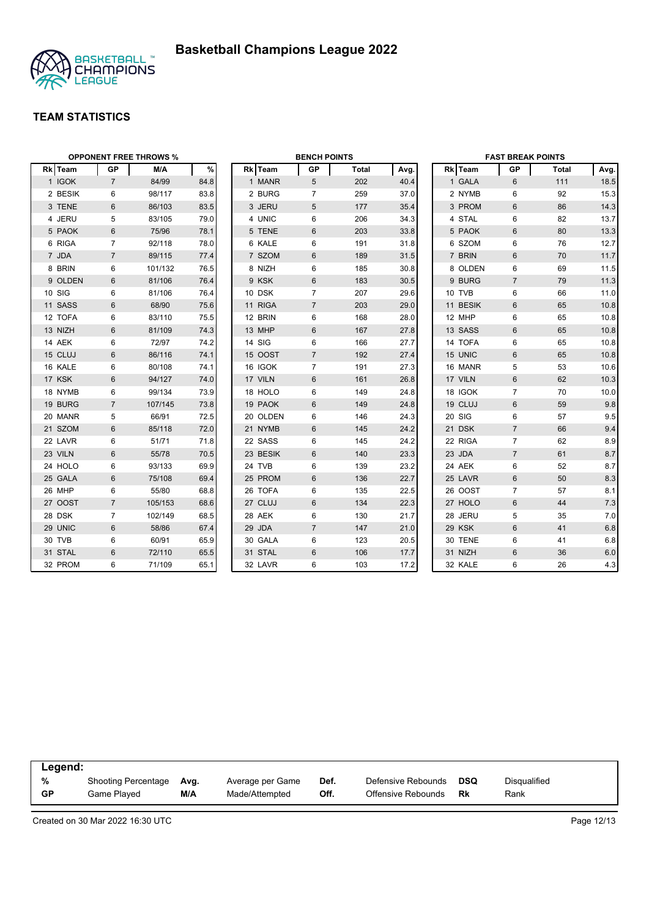# Basketball Champions League 2022

## TEAM STATISTICS

### OPPONENT FREE THROWS %

| Rk | Team | GP | M/A | % |
|---|---|---|---|---|
| 1 | IGOK | 7 | 84/99 | 84.8 |
| 2 | BESIK | 6 | 98/117 | 83.8 |
| 3 | TENE | 6 | 86/103 | 83.5 |
| 4 | JERU | 5 | 83/105 | 79.0 |
| 5 | PAOK | 6 | 75/96 | 78.1 |
| 6 | RIGA | 7 | 92/118 | 78.0 |
| 7 | JDA | 7 | 89/115 | 77.4 |
| 8 | BRIN | 6 | 101/132 | 76.5 |
| 9 | OLDEN | 6 | 81/106 | 76.4 |
| 10 | SIG | 6 | 81/106 | 76.4 |
| 11 | SASS | 6 | 68/90 | 75.6 |
| 12 | TOFA | 6 | 83/110 | 75.5 |
| 13 | NIZH | 6 | 81/109 | 74.3 |
| 14 | AEK | 6 | 72/97 | 74.2 |
| 15 | CLUJ | 6 | 86/116 | 74.1 |
| 16 | KALE | 6 | 80/108 | 74.1 |
| 17 | KSK | 6 | 94/127 | 74.0 |
| 18 | NYMB | 6 | 99/134 | 73.9 |
| 19 | BURG | 7 | 107/145 | 73.8 |
| 20 | MANR | 5 | 66/91 | 72.5 |
| 21 | SZOM | 6 | 85/118 | 72.0 |
| 22 | LAVR | 6 | 51/71 | 71.8 |
| 23 | VILN | 6 | 55/78 | 70.5 |
| 24 | HOLO | 6 | 93/133 | 69.9 |
| 25 | GALA | 6 | 75/108 | 69.4 |
| 26 | MHP | 6 | 55/80 | 68.8 |
| 27 | OOST | 7 | 105/153 | 68.6 |
| 28 | DSK | 7 | 102/149 | 68.5 |
| 29 | UNIC | 6 | 58/86 | 67.4 |
| 30 | TVB | 6 | 60/91 | 65.9 |
| 31 | STAL | 6 | 72/110 | 65.5 |
| 32 | PROM | 6 | 71/109 | 65.1 |

### BENCH POINTS

| Rk | Team | GP | Total | Avg. |
|---|---|---|---|---|
| 1 | MANR | 5 | 202 | 40.4 |
| 2 | BURG | 7 | 259 | 37.0 |
| 3 | JERU | 5 | 177 | 35.4 |
| 4 | UNIC | 6 | 206 | 34.3 |
| 5 | TENE | 6 | 203 | 33.8 |
| 6 | KALE | 6 | 191 | 31.8 |
| 7 | SZOM | 6 | 189 | 31.5 |
| 8 | NIZH | 6 | 185 | 30.8 |
| 9 | KSK | 6 | 183 | 30.5 |
| 10 | DSK | 7 | 207 | 29.6 |
| 11 | RIGA | 7 | 203 | 29.0 |
| 12 | BRIN | 6 | 168 | 28.0 |
| 13 | MHP | 6 | 167 | 27.8 |
| 14 | SIG | 6 | 166 | 27.7 |
| 15 | OOST | 7 | 192 | 27.4 |
| 16 | IGOK | 7 | 191 | 27.3 |
| 17 | VILN | 6 | 161 | 26.8 |
| 18 | HOLO | 6 | 149 | 24.8 |
| 19 | PAOK | 6 | 149 | 24.8 |
| 20 | OLDEN | 6 | 146 | 24.3 |
| 21 | NYMB | 6 | 145 | 24.2 |
| 22 | SASS | 6 | 145 | 24.2 |
| 23 | BESIK | 6 | 140 | 23.3 |
| 24 | TVB | 6 | 139 | 23.2 |
| 25 | PROM | 6 | 136 | 22.7 |
| 26 | TOFA | 6 | 135 | 22.5 |
| 27 | CLUJ | 6 | 134 | 22.3 |
| 28 | AEK | 6 | 130 | 21.7 |
| 29 | JDA | 7 | 147 | 21.0 |
| 30 | GALA | 6 | 123 | 20.5 |
| 31 | STAL | 6 | 106 | 17.7 |
| 32 | LAVR | 6 | 103 | 17.2 |

### FAST BREAK POINTS

| Rk | Team | GP | Total | Avg. |
|---|---|---|---|---|
| 1 | GALA | 6 | 111 | 18.5 |
| 2 | NYMB | 6 | 92 | 15.3 |
| 3 | PROM | 6 | 86 | 14.3 |
| 4 | STAL | 6 | 82 | 13.7 |
| 5 | PAOK | 6 | 80 | 13.3 |
| 6 | SZOM | 6 | 76 | 12.7 |
| 7 | BRIN | 6 | 70 | 11.7 |
| 8 | OLDEN | 6 | 69 | 11.5 |
| 9 | BURG | 7 | 79 | 11.3 |
| 10 | TVB | 6 | 66 | 11.0 |
| 11 | BESIK | 6 | 65 | 10.8 |
| 12 | MHP | 6 | 65 | 10.8 |
| 13 | SASS | 6 | 65 | 10.8 |
| 14 | TOFA | 6 | 65 | 10.8 |
| 15 | UNIC | 6 | 65 | 10.8 |
| 16 | MANR | 5 | 53 | 10.6 |
| 17 | VILN | 6 | 62 | 10.3 |
| 18 | IGOK | 7 | 70 | 10.0 |
| 19 | CLUJ | 6 | 59 | 9.8 |
| 20 | SIG | 6 | 57 | 9.5 |
| 21 | DSK | 7 | 66 | 9.4 |
| 22 | RIGA | 7 | 62 | 8.9 |
| 23 | JDA | 7 | 61 | 8.7 |
| 24 | AEK | 6 | 52 | 8.7 |
| 25 | LAVR | 6 | 50 | 8.3 |
| 26 | OOST | 7 | 57 | 8.1 |
| 27 | HOLO | 6 | 44 | 7.3 |
| 28 | JERU | 5 | 35 | 7.0 |
| 29 | KSK | 6 | 41 | 6.8 |
| 30 | TENE | 6 | 41 | 6.8 |
| 31 | NIZH | 6 | 36 | 6.0 |
| 32 | KALE | 6 | 26 | 4.3 |

**Legend:**

| | | | | | | | |
|---|---|---|---|---|---|---|---|
| **%** | Shooting Percentage | **Avg.** | Average per Game | **Def.** | Defensive Rebounds | **DSQ** | Disqualified |
| **GP** | Game Played | **M/A** | Made/Attempted | **Off.** | Offensive Rebounds | **Rk** | Rank |

Created on 30 Mar 2022 16:30 UTC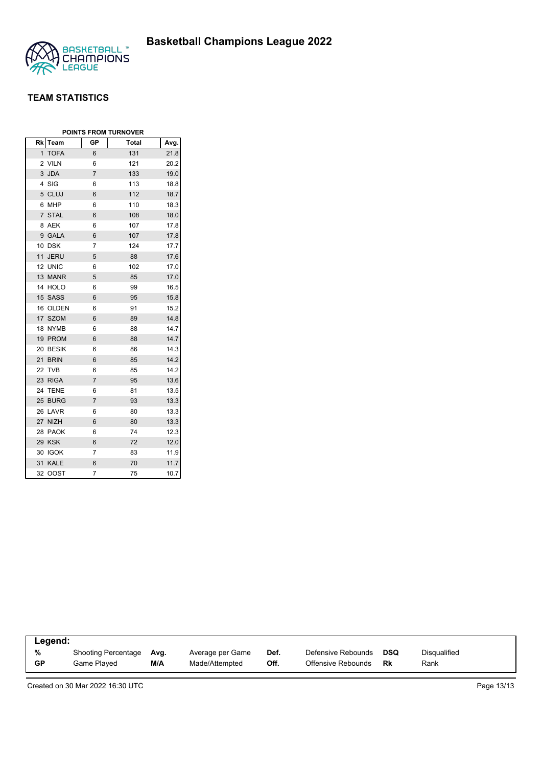# Basketball Champions League 2022

## TEAM STATISTICS

**POINTS FROM TURNOVER**

| Rk | Team | GP | Total | Avg. |
|---|---|---|---|---|
| 1 | TOFA | 6 | 131 | 21.8 |
| 2 | VILN | 6 | 121 | 20.2 |
| 3 | JDA | 7 | 133 | 19.0 |
| 4 | SIG | 6 | 113 | 18.8 |
| 5 | CLUJ | 6 | 112 | 18.7 |
| 6 | MHP | 6 | 110 | 18.3 |
| 7 | STAL | 6 | 108 | 18.0 |
| 8 | AEK | 6 | 107 | 17.8 |
| 9 | GALA | 6 | 107 | 17.8 |
| 10 | DSK | 7 | 124 | 17.7 |
| 11 | JERU | 5 | 88 | 17.6 |
| 12 | UNIC | 6 | 102 | 17.0 |
| 13 | MANR | 5 | 85 | 17.0 |
| 14 | HOLO | 6 | 99 | 16.5 |
| 15 | SASS | 6 | 95 | 15.8 |
| 16 | OLDEN | 6 | 91 | 15.2 |
| 17 | SZOM | 6 | 89 | 14.8 |
| 18 | NYMB | 6 | 88 | 14.7 |
| 19 | PROM | 6 | 88 | 14.7 |
| 20 | BESIK | 6 | 86 | 14.3 |
| 21 | BRIN | 6 | 85 | 14.2 |
| 22 | TVB | 6 | 85 | 14.2 |
| 23 | RIGA | 7 | 95 | 13.6 |
| 24 | TENE | 6 | 81 | 13.5 |
| 25 | BURG | 7 | 93 | 13.3 |
| 26 | LAVR | 6 | 80 | 13.3 |
| 27 | NIZH | 6 | 80 | 13.3 |
| 28 | PAOK | 6 | 74 | 12.3 |
| 29 | KSK | 6 | 72 | 12.0 |
| 30 | IGOK | 7 | 83 | 11.9 |
| 31 | KALE | 6 | 70 | 11.7 |
| 32 | OOST | 7 | 75 | 10.7 |

**Legend:**

| | | | | | | | |
|---|---|---|---|---|---|---|---|
| **%** | Shooting Percentage | **Avg.** | Average per Game | **Def.** | Defensive Rebounds | **DSQ** | Disqualified |
| **GP** | Game Played | **M/A** | Made/Attempted | **Off.** | Offensive Rebounds | **Rk** | Rank |

Created on 30 Mar 2022 16:30 UTC